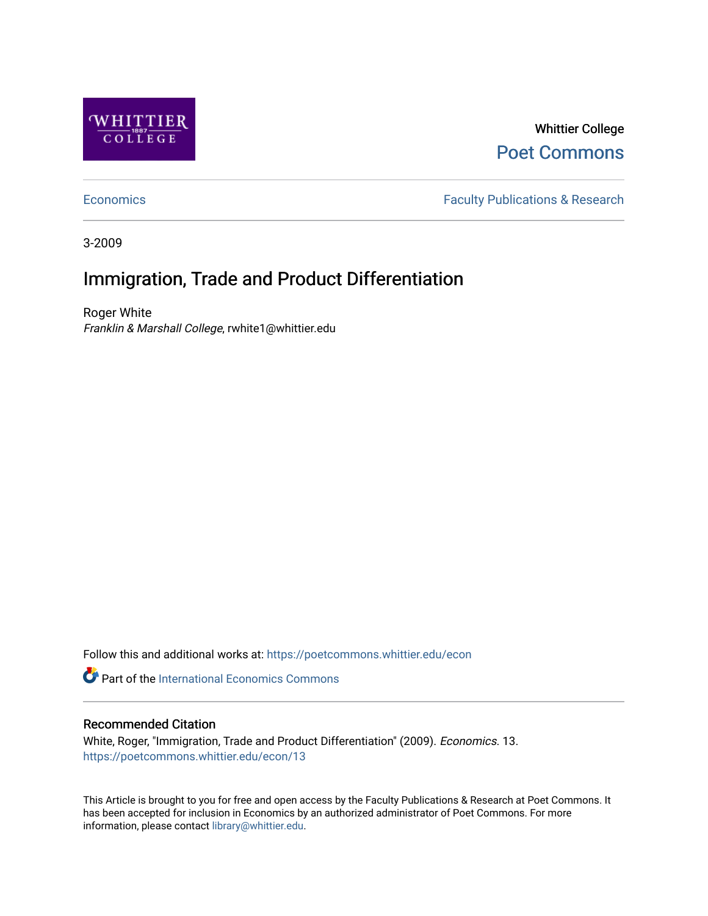Whittier College

Poet Commons

Economics | Faculty Publications & Research

3-2009

# Immigration, Trade and Product Differentiation

Roger White

*Franklin & Marshall College*, rwhite1@whittier.edu

Follow this and additional works at: https://poetcommons.whittier.edu/econ

Part of the International Economics Commons

## Recommended Citation

White, Roger, "Immigration, Trade and Product Differentiation" (2009). *Economics*. 13.
https://poetcommons.whittier.edu/econ/13

This Article is brought to you for free and open access by the Faculty Publications & Research at Poet Commons. It has been accepted for inclusion in Economics by an authorized administrator of Poet Commons. For more information, please contact library@whittier.edu.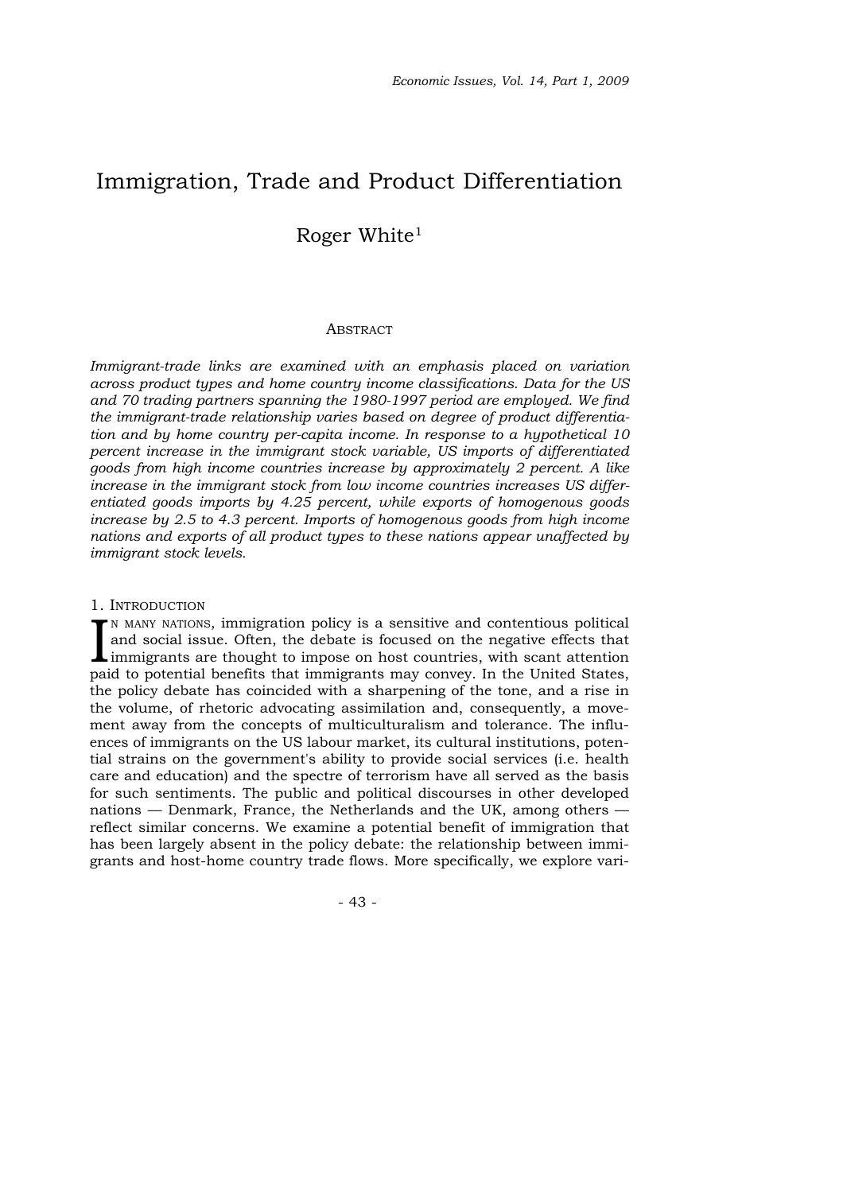# Immigration, Trade and Product Differentiation

Roger White[1]

## Abstract

*Immigrant-trade links are examined with an emphasis placed on variation across product types and home country income classifications. Data for the US and 70 trading partners spanning the 1980-1997 period are employed. We find the immigrant-trade relationship varies based on degree of product differentiation and by home country per-capita income. In response to a hypothetical 10 percent increase in the immigrant stock variable, US imports of differentiated goods from high income countries increase by approximately 2 percent. A like increase in the immigrant stock from low income countries increases US differentiated goods imports by 4.25 percent, while exports of homogenous goods increase by 2.5 to 4.3 percent. Imports of homogenous goods from high income nations and exports of all product types to these nations appear unaffected by immigrant stock levels.*

## 1. Introduction

In many nations, immigration policy is a sensitive and contentious political and social issue. Often, the debate is focused on the negative effects that immigrants are thought to impose on host countries, with scant attention paid to potential benefits that immigrants may convey. In the United States, the policy debate has coincided with a sharpening of the tone, and a rise in the volume, of rhetoric advocating assimilation and, consequently, a movement away from the concepts of multiculturalism and tolerance. The influences of immigrants on the US labour market, its cultural institutions, potential strains on the government's ability to provide social services (i.e. health care and education) and the spectre of terrorism have all served as the basis for such sentiments. The public and political discourses in other developed nations — Denmark, France, the Netherlands and the UK, among others — reflect similar concerns. We examine a potential benefit of immigration that has been largely absent in the policy debate: the relationship between immigrants and host-home country trade flows. More specifically, we explore vari-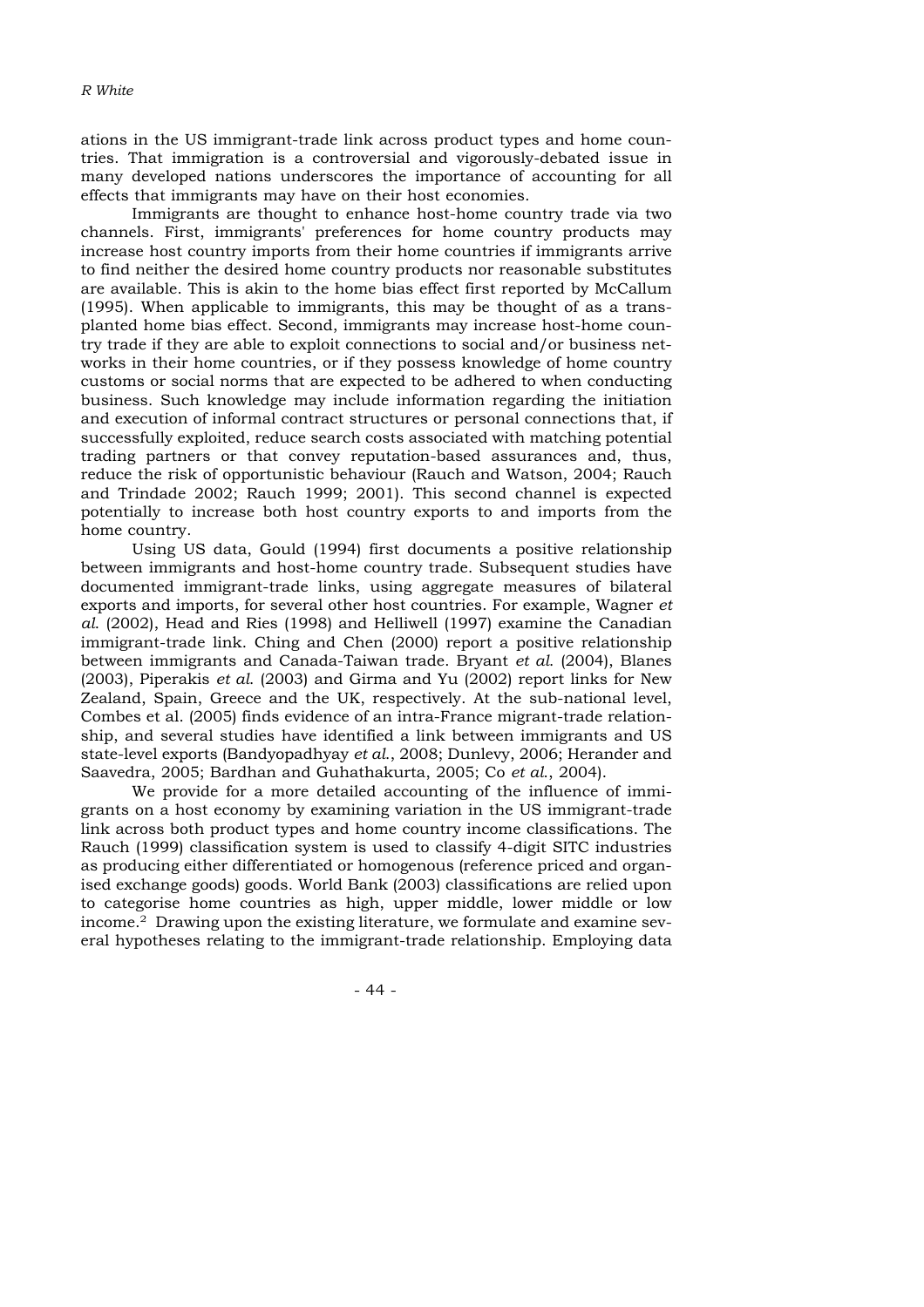ations in the US immigrant-trade link across product types and home countries. That immigration is a controversial and vigorously-debated issue in many developed nations underscores the importance of accounting for all effects that immigrants may have on their host economies.

Immigrants are thought to enhance host-home country trade via two channels. First, immigrants' preferences for home country products may increase host country imports from their home countries if immigrants arrive to find neither the desired home country products nor reasonable substitutes are available. This is akin to the home bias effect first reported by McCallum (1995). When applicable to immigrants, this may be thought of as a transplanted home bias effect. Second, immigrants may increase host-home country trade if they are able to exploit connections to social and/or business networks in their home countries, or if they possess knowledge of home country customs or social norms that are expected to be adhered to when conducting business. Such knowledge may include information regarding the initiation and execution of informal contract structures or personal connections that, if successfully exploited, reduce search costs associated with matching potential trading partners or that convey reputation-based assurances and, thus, reduce the risk of opportunistic behaviour (Rauch and Watson, 2004; Rauch and Trindade 2002; Rauch 1999; 2001). This second channel is expected potentially to increase both host country exports to and imports from the home country.

Using US data, Gould (1994) first documents a positive relationship between immigrants and host-home country trade. Subsequent studies have documented immigrant-trade links, using aggregate measures of bilateral exports and imports, for several other host countries. For example, Wagner *et al.* (2002), Head and Ries (1998) and Helliwell (1997) examine the Canadian immigrant-trade link. Ching and Chen (2000) report a positive relationship between immigrants and Canada-Taiwan trade. Bryant *et al.* (2004), Blanes (2003), Piperakis *et al.* (2003) and Girma and Yu (2002) report links for New Zealand, Spain, Greece and the UK, respectively. At the sub-national level, Combes et al. (2005) finds evidence of an intra-France migrant-trade relationship, and several studies have identified a link between immigrants and US state-level exports (Bandyopadhyay *et al.*, 2008; Dunlevy, 2006; Herander and Saavedra, 2005; Bardhan and Guhathakurta, 2005; Co *et al.*, 2004).

We provide for a more detailed accounting of the influence of immigrants on a host economy by examining variation in the US immigrant-trade link across both product types and home country income classifications. The Rauch (1999) classification system is used to classify 4-digit SITC industries as producing either differentiated or homogenous (reference priced and organised exchange goods) goods. World Bank (2003) classifications are relied upon to categorise home countries as high, upper middle, lower middle or low income.[2] Drawing upon the existing literature, we formulate and examine several hypotheses relating to the immigrant-trade relationship. Employing data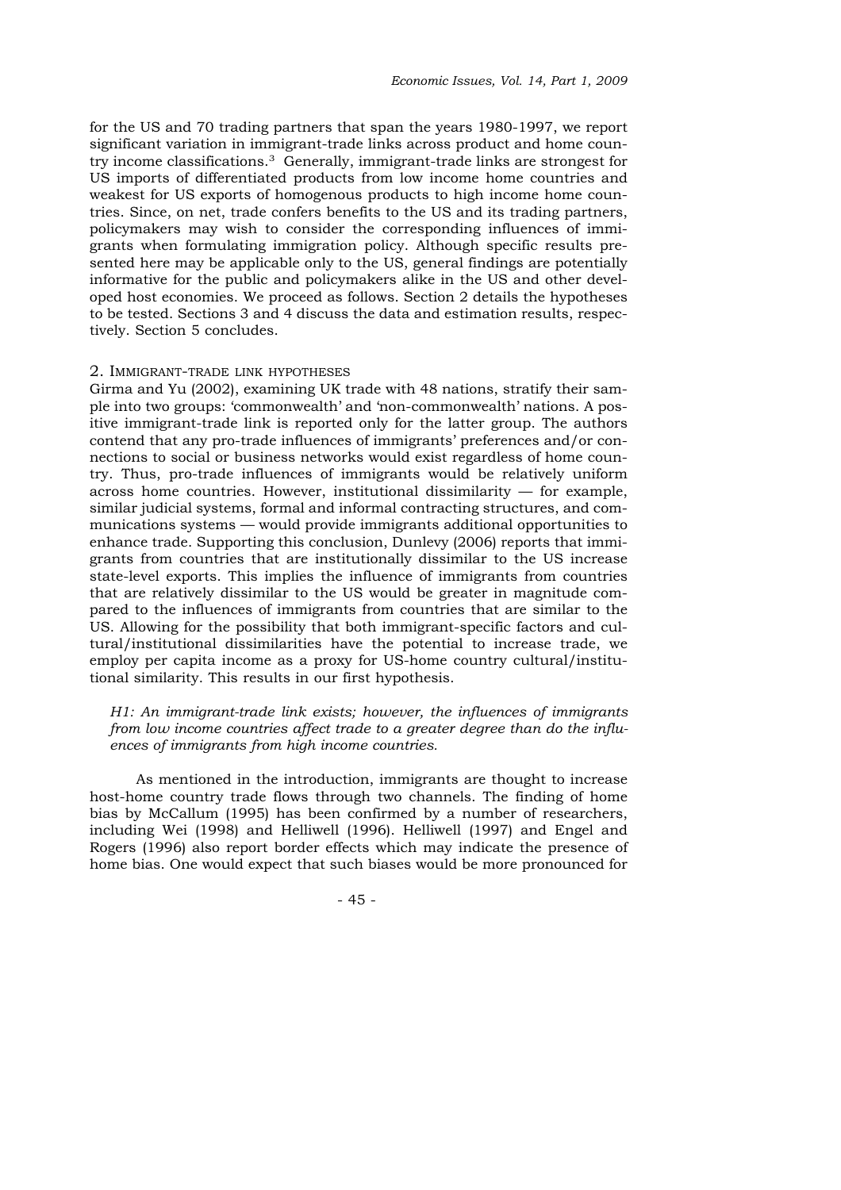for the US and 70 trading partners that span the years 1980-1997, we report significant variation in immigrant-trade links across product and home country income classifications.[3] Generally, immigrant-trade links are strongest for US imports of differentiated products from low income home countries and weakest for US exports of homogenous products to high income home countries. Since, on net, trade confers benefits to the US and its trading partners, policymakers may wish to consider the corresponding influences of immigrants when formulating immigration policy. Although specific results presented here may be applicable only to the US, general findings are potentially informative for the public and policymakers alike in the US and other developed host economies. We proceed as follows. Section 2 details the hypotheses to be tested. Sections 3 and 4 discuss the data and estimation results, respectively. Section 5 concludes.

## 2. IMMIGRANT-TRADE LINK HYPOTHESES

Girma and Yu (2002), examining UK trade with 48 nations, stratify their sample into two groups: 'commonwealth' and 'non-commonwealth' nations. A positive immigrant-trade link is reported only for the latter group. The authors contend that any pro-trade influences of immigrants' preferences and/or connections to social or business networks would exist regardless of home country. Thus, pro-trade influences of immigrants would be relatively uniform across home countries. However, institutional dissimilarity — for example, similar judicial systems, formal and informal contracting structures, and communications systems — would provide immigrants additional opportunities to enhance trade. Supporting this conclusion, Dunlevy (2006) reports that immigrants from countries that are institutionally dissimilar to the US increase state-level exports. This implies the influence of immigrants from countries that are relatively dissimilar to the US would be greater in magnitude compared to the influences of immigrants from countries that are similar to the US. Allowing for the possibility that both immigrant-specific factors and cultural/institutional dissimilarities have the potential to increase trade, we employ per capita income as a proxy for US-home country cultural/institutional similarity. This results in our first hypothesis.

*H1: An immigrant-trade link exists; however, the influences of immigrants from low income countries affect trade to a greater degree than do the influences of immigrants from high income countries.*

As mentioned in the introduction, immigrants are thought to increase host-home country trade flows through two channels. The finding of home bias by McCallum (1995) has been confirmed by a number of researchers, including Wei (1998) and Helliwell (1996). Helliwell (1997) and Engel and Rogers (1996) also report border effects which may indicate the presence of home bias. One would expect that such biases would be more pronounced for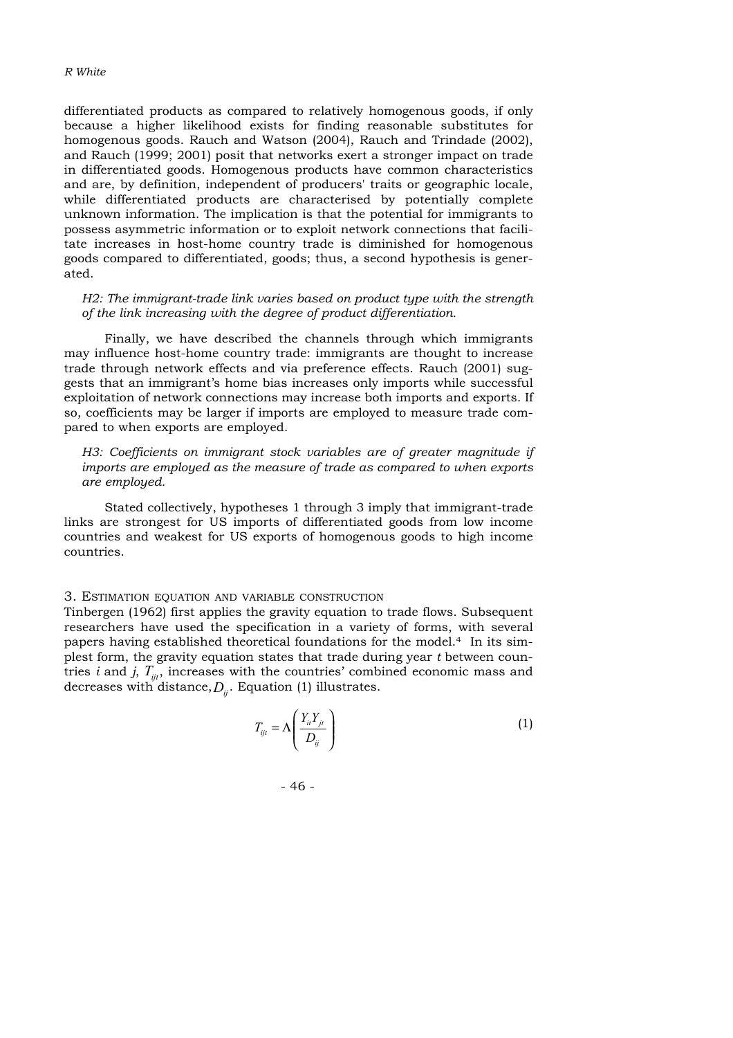differentiated products as compared to relatively homogenous goods, if only because a higher likelihood exists for finding reasonable substitutes for homogenous goods. Rauch and Watson (2004), Rauch and Trindade (2002), and Rauch (1999; 2001) posit that networks exert a stronger impact on trade in differentiated goods. Homogenous products have common characteristics and are, by definition, independent of producers' traits or geographic locale, while differentiated products are characterised by potentially complete unknown information. The implication is that the potential for immigrants to possess asymmetric information or to exploit network connections that facilitate increases in host-home country trade is diminished for homogenous goods compared to differentiated, goods; thus, a second hypothesis is generated.

*H2: The immigrant-trade link varies based on product type with the strength of the link increasing with the degree of product differentiation.*

Finally, we have described the channels through which immigrants may influence host-home country trade: immigrants are thought to increase trade through network effects and via preference effects. Rauch (2001) suggests that an immigrant's home bias increases only imports while successful exploitation of network connections may increase both imports and exports. If so, coefficients may be larger if imports are employed to measure trade compared to when exports are employed.

*H3: Coefficients on immigrant stock variables are of greater magnitude if imports are employed as the measure of trade as compared to when exports are employed.*

Stated collectively, hypotheses 1 through 3 imply that immigrant-trade links are strongest for US imports of differentiated goods from low income countries and weakest for US exports of homogenous goods to high income countries.

## 3. Estimation equation and variable construction

Tinbergen (1962) first applies the gravity equation to trade flows. Subsequent researchers have used the specification in a variety of forms, with several papers having established theoretical foundations for the model.[4] In its simplest form, the gravity equation states that trade during year *t* between countries *i* and *j*, $T_{ijt}$, increases with the countries' combined economic mass and decreases with distance, $D_{ij}$. Equation (1) illustrates.

$$T_{ijt} = \Lambda\left(\frac{Y_{it}Y_{jt}}{D_{ij}}\right) \tag{1}$$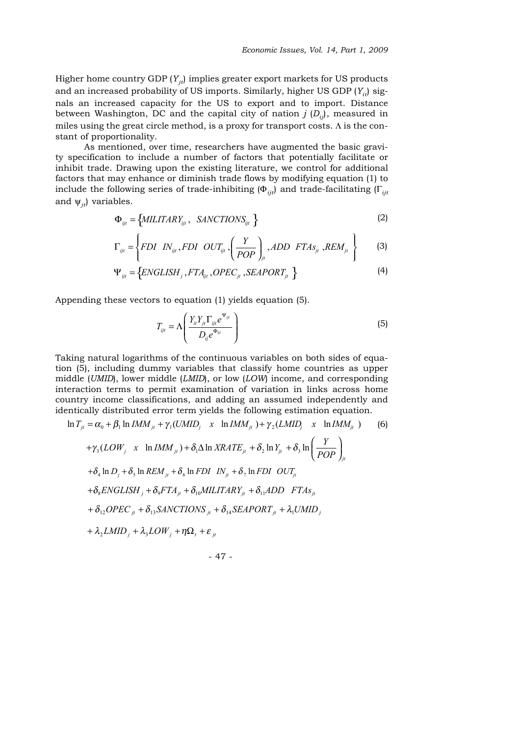Higher home country GDP ($Y_{jt}$) implies greater export markets for US products and an increased probability of US imports. Similarly, higher US GDP ($Y_{it}$) signals an increased capacity for the US to export and to import. Distance between Washington, DC and the capital city of nation $j$ ($D_{ij}$), measured in miles using the great circle method, is a proxy for transport costs. $\Lambda$ is the constant of proportionality.

As mentioned, over time, researchers have augmented the basic gravity specification to include a number of factors that potentially facilitate or inhibit trade. Drawing upon the existing literature, we control for additional factors that may enhance or diminish trade flows by modifying equation (1) to include the following series of trade-inhibiting ($\Phi_{ijt}$) and trade-facilitating ($\Gamma_{ijt}$ and $\psi_{jt}$) variables.

$$\Phi_{ijt} = \left\{ MILITARY_{ijt},\ SANCTIONS_{ijt} \right\} \tag{2}$$

$$\Gamma_{ijt} = \left\{ FDI\ \ IN_{ijt}, FDI\ \ OUT_{ijt}, \left(\frac{Y}{POP}\right)_{jt}, ADD\ \ FTAs_{jt}, REM_{jt} \right\} \tag{3}$$

$$\Psi_{ijt} = \left\{ ENGLISH_{j}, FTA_{ijt}, OPEC_{jt}, SEAPORT_{jt} \right\} \tag{4}$$

Appending these vectors to equation (1) yields equation (5).

$$T_{ijt} = \Lambda \left( \frac{Y_{it} Y_{jt} \Gamma_{ijt} e^{\Psi_{ijt}}}{D_{ij} e^{\Phi_{ijt}}} \right) \tag{5}$$

Taking natural logarithms of the continuous variables on both sides of equation (5), including dummy variables that classify home countries as upper middle (*UMID*), lower middle (*LMID*), or low (*LOW*) income, and corresponding interaction terms to permit examination of variation in links across home country income classifications, and adding an assumed independently and identically distributed error term yields the following estimation equation.

$$\begin{aligned}
\ln T_{jt} = {} & \alpha_0 + \beta_1 \ln IMM_{jt} + \gamma_1 (UMID_j \quad x \quad \ln IMM_{jt}) + \gamma_2 (LMID_j \quad x \quad \ln IMM_{jt}) \\
& + \gamma_3 (LOW_j \quad x \quad \ln IMM_{jt}) + \delta_1 \Delta \ln XRATE_{jt} + \delta_2 \ln Y_{jt} + \delta_3 \ln \left(\frac{Y}{POP}\right)_{jt} \\
& + \delta_4 \ln D_j + \delta_5 \ln REM_{jt} + \delta_6 \ln FDI\ \ IN_{jt} + \delta_7 \ln FDI\ \ OUT_{jt} \\
& + \delta_8 ENGLISH_j + \delta_9 FTA_{jt} + \delta_{10} MILITARY_{jt} + \delta_{11} ADD\ \ FTAs_{jt} \\
& + \delta_{12} OPEC_{jt} + \delta_{13} SANCTIONS_{jt} + \delta_{14} SEAPORT_{jt} + \lambda_1 UMID_j \\
& + \lambda_2 LMID_j + \lambda_3 LOW_j + \eta \Omega_t + \varepsilon_{jt}
\end{aligned} \tag{6}$$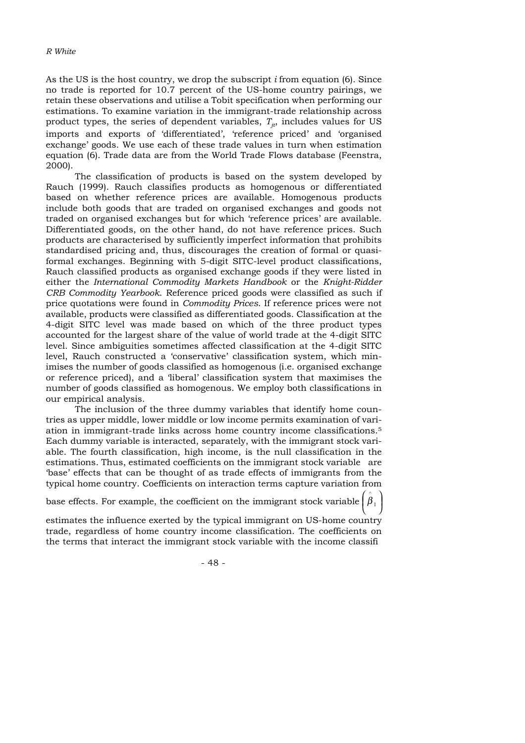As the US is the host country, we drop the subscript $i$ from equation (6). Since no trade is reported for 10.7 percent of the US-home country pairings, we retain these observations and utilise a Tobit specification when performing our estimations. To examine variation in the immigrant-trade relationship across product types, the series of dependent variables, $T_{jt}$, includes values for US imports and exports of 'differentiated', 'reference priced' and 'organised exchange' goods. We use each of these trade values in turn when estimation equation (6). Trade data are from the World Trade Flows database (Feenstra, 2000).

The classification of products is based on the system developed by Rauch (1999). Rauch classifies products as homogenous or differentiated based on whether reference prices are available. Homogenous products include both goods that are traded on organised exchanges and goods not traded on organised exchanges but for which 'reference prices' are available. Differentiated goods, on the other hand, do not have reference prices. Such products are characterised by sufficiently imperfect information that prohibits standardised pricing and, thus, discourages the creation of formal or quasi-formal exchanges. Beginning with 5-digit SITC-level product classifications, Rauch classified products as organised exchange goods if they were listed in either the *International Commodity Markets Handbook* or the *Knight-Ridder CRB Commodity Yearbook*. Reference priced goods were classified as such if price quotations were found in *Commodity Prices*. If reference prices were not available, products were classified as differentiated goods. Classification at the 4-digit SITC level was made based on which of the three product types accounted for the largest share of the value of world trade at the 4-digit SITC level. Since ambiguities sometimes affected classification at the 4-digit SITC level, Rauch constructed a 'conservative' classification system, which minimises the number of goods classified as homogenous (i.e. organised exchange or reference priced), and a 'liberal' classification system that maximises the number of goods classified as homogenous. We employ both classifications in our empirical analysis.

The inclusion of the three dummy variables that identify home countries as upper middle, lower middle or low income permits examination of variation in immigrant-trade links across home country income classifications.[5] Each dummy variable is interacted, separately, with the immigrant stock variable. The fourth classification, high income, is the null classification in the estimations. Thus, estimated coefficients on the immigrant stock variable are 'base' effects that can be thought of as trade effects of immigrants from the typical home country. Coefficients on interaction terms capture variation from base effects. For example, the coefficient on the immigrant stock variable $\left(\hat{\beta}_1\right)$ estimates the influence exerted by the typical immigrant on US-home country trade, regardless of home country income classification. The coefficients on the terms that interact the immigrant stock variable with the income classifi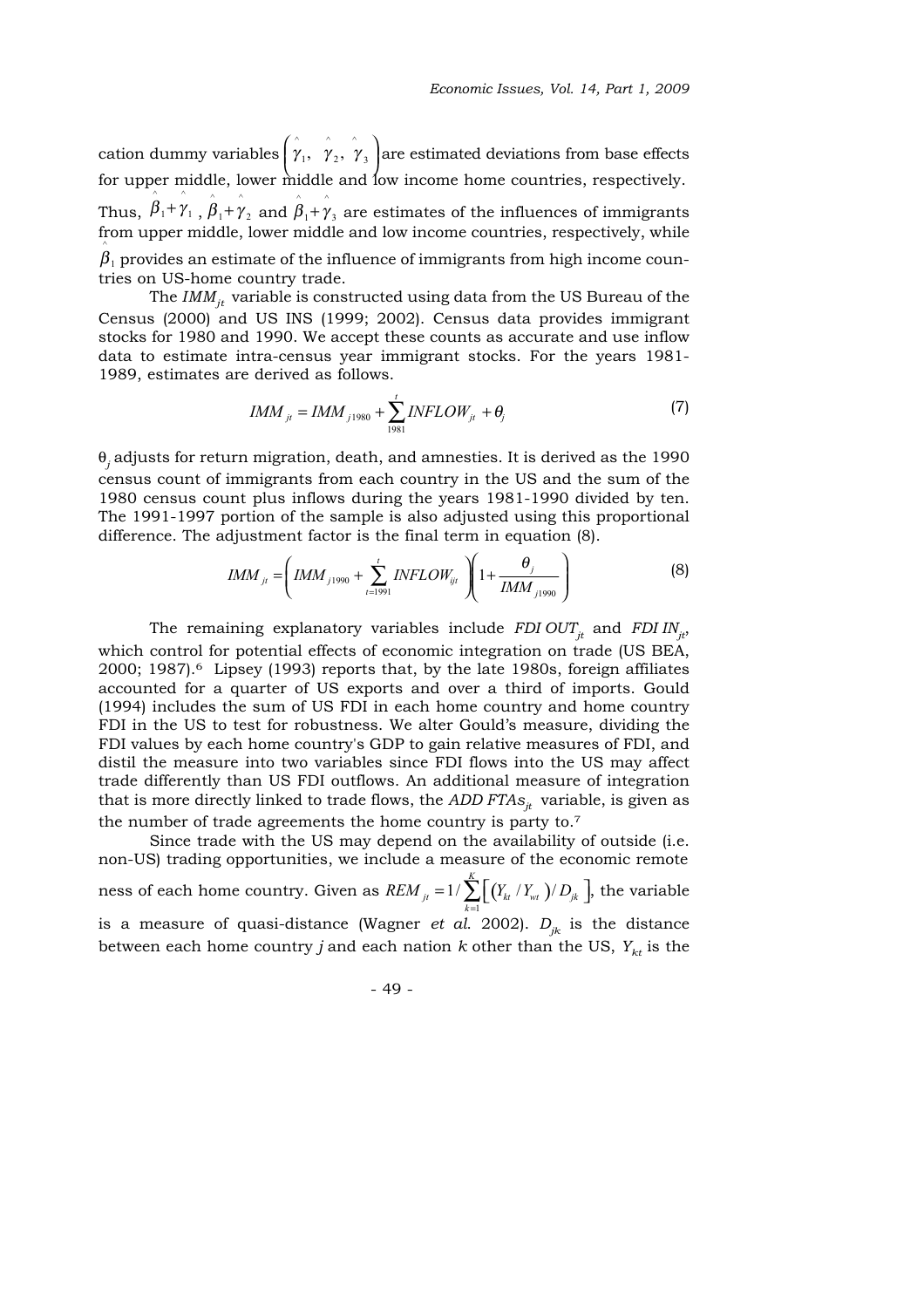cation dummy variables $\left(\hat{\gamma}_1,\ \hat{\gamma}_2,\ \hat{\gamma}_3\right)$ are estimated deviations from base effects for upper middle, lower middle and low income home countries, respectively. Thus, $\hat{\beta}_1+\hat{\gamma}_1$, $\hat{\beta}_1+\hat{\gamma}_2$ and $\hat{\beta}_1+\hat{\gamma}_3$ are estimates of the influences of immigrants from upper middle, lower middle and low income countries, respectively, while $\hat{\beta}_1$ provides an estimate of the influence of immigrants from high income countries on US-home country trade.

The $IMM_{jt}$ variable is constructed using data from the US Bureau of the Census (2000) and US INS (1999; 2002). Census data provides immigrant stocks for 1980 and 1990. We accept these counts as accurate and use inflow data to estimate intra-census year immigrant stocks. For the years 1981-1989, estimates are derived as follows.

$$IMM_{jt} = IMM_{j1980} + \sum_{1981}^{t} INFLOW_{jt} + \theta_j \tag{7}$$

$\theta_j$ adjusts for return migration, death, and amnesties. It is derived as the 1990 census count of immigrants from each country in the US and the sum of the 1980 census count plus inflows during the years 1981-1990 divided by ten. The 1991-1997 portion of the sample is also adjusted using this proportional difference. The adjustment factor is the final term in equation (8).

$$IMM_{jt} = \left( IMM_{j1990} + \sum_{t=1991}^{t} INFLOW_{ijt} \right)\left( 1 + \frac{\theta_j}{IMM_{j1990}} \right) \tag{8}$$

The remaining explanatory variables include $FDI\ OUT_{jt}$ and $FDI\ IN_{jt}$, which control for potential effects of economic integration on trade (US BEA, 2000; 1987).[6] Lipsey (1993) reports that, by the late 1980s, foreign affiliates accounted for a quarter of US exports and over a third of imports. Gould (1994) includes the sum of US FDI in each home country and home country FDI in the US to test for robustness. We alter Gould's measure, dividing the FDI values by each home country's GDP to gain relative measures of FDI, and distil the measure into two variables since FDI flows into the US may affect trade differently than US FDI outflows. An additional measure of integration that is more directly linked to trade flows, the $ADD\ FTAs_{jt}$ variable, is given as the number of trade agreements the home country is party to.[7]

Since trade with the US may depend on the availability of outside (i.e. non-US) trading opportunities, we include a measure of the economic remoteness of each home country. Given as $REM_{jt} = 1/\sum_{k=1}^{K}\left[\left(Y_{kt}/Y_{wt}\right)/D_{jk}\right]$, the variable is a measure of quasi-distance (Wagner *et al*. 2002). $D_{jk}$ is the distance between each home country *j* and each nation *k* other than the US, $Y_{kt}$ is the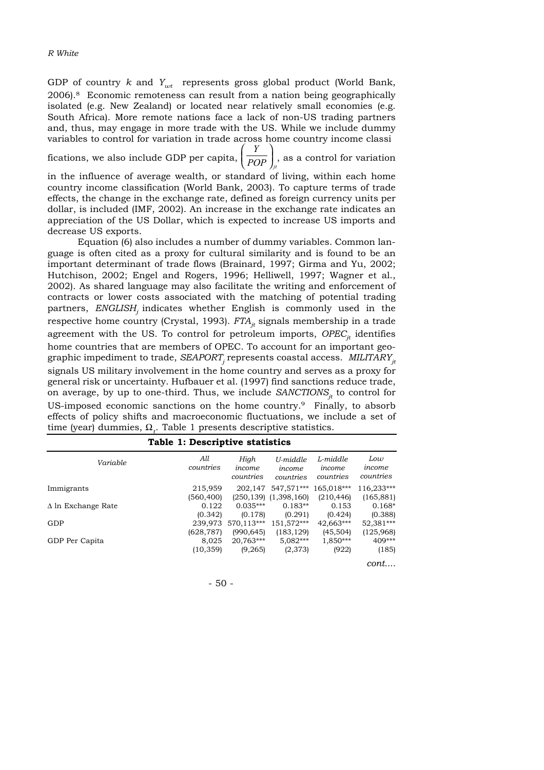GDP of country $k$ and $Y_{wt}$ represents gross global product (World Bank, 2006).[8] Economic remoteness can result from a nation being geographically isolated (e.g. New Zealand) or located near relatively small economies (e.g. South Africa). More remote nations face a lack of non-US trading partners and, thus, may engage in more trade with the US. While we include dummy variables to control for variation in trade across home country income classifications, we also include GDP per capita, $\left(\frac{Y}{POP}\right)_{jt}$, as a control for variation in the influence of average wealth, or standard of living, within each home country income classification (World Bank, 2003). To capture terms of trade effects, the change in the exchange rate, defined as foreign currency units per dollar, is included (IMF, 2002). An increase in the exchange rate indicates an appreciation of the US Dollar, which is expected to increase US imports and decrease US exports.

Equation (6) also includes a number of dummy variables. Common language is often cited as a proxy for cultural similarity and is found to be an important determinant of trade flows (Brainard, 1997; Girma and Yu, 2002; Hutchison, 2002; Engel and Rogers, 1996; Helliwell, 1997; Wagner et al., 2002). As shared language may also facilitate the writing and enforcement of contracts or lower costs associated with the matching of potential trading partners, $ENGLISH_j$ indicates whether English is commonly used in the respective home country (Crystal, 1993). $FTA_{jt}$ signals membership in a trade agreement with the US. To control for petroleum imports, $OPEC_{jt}$ identifies home countries that are members of OPEC. To account for an important geographic impediment to trade, $SEAPORT_j$ represents coastal access. $MILITARY_{jt}$ signals US military involvement in the home country and serves as a proxy for general risk or uncertainty. Hufbauer et al. (1997) find sanctions reduce trade, on average, by up to one-third. Thus, we include $SANCTIONS_{jt}$ to control for US-imposed economic sanctions on the home country.[9] Finally, to absorb effects of policy shifts and macroeconomic fluctuations, we include a set of time (year) dummies, $\Omega_t$. Table 1 presents descriptive statistics.

**Table 1: Descriptive statistics**

| *Variable* | *All countries* | *High income countries* | *U-middle income countries* | *L-middle income countries* | *Low income countries* |
|---|---|---|---|---|---|
| Immigrants | 215,959 | 202,147 | 547,571*** | 165,018*** | 116,233*** |
| | (560,400) | (250,139) | (1,398,160) | (210,446) | (165,881) |
| Δ ln Exchange Rate | 0.122 | 0.035*** | 0.183** | 0.153 | 0.168* |
| | (0.342) | (0.178) | (0.291) | (0.424) | (0.388) |
| GDP | 239,973 | 570,113*** | 151,572*** | 42,663*** | 52,381*** |
| | (628,787) | (990,645) | (183,129) | (45,504) | (125,968) |
| GDP Per Capita | 8,025 | 20,763*** | 5,082*** | 1,850*** | 409*** |
| | (10,359) | (9,265) | (2,373) | (922) | (185) |

*cont....*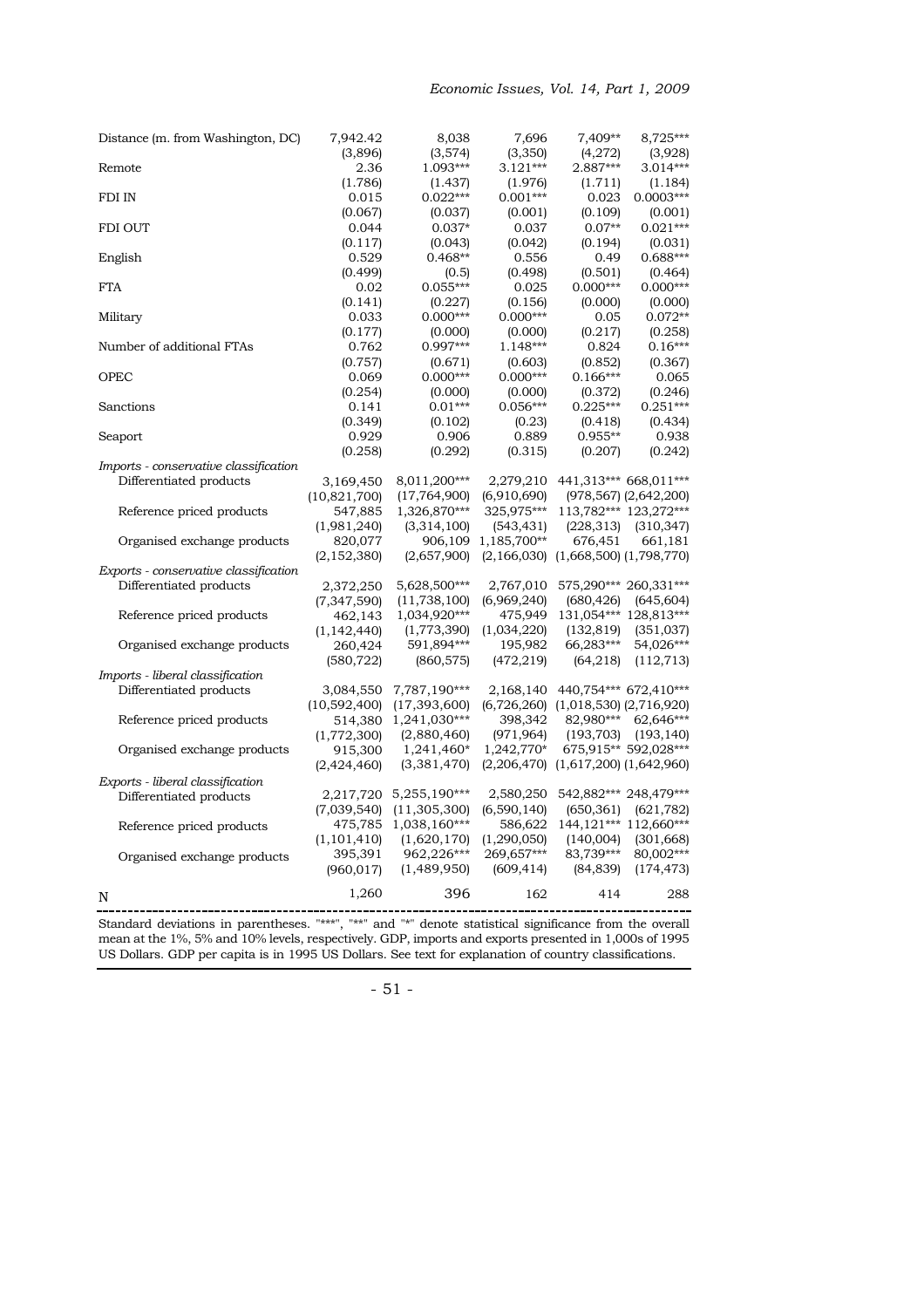| | | | | | |
|---|---|---|---|---|---|
| Distance (m. from Washington, DC) | 7,942.42 | 8,038 | 7,696 | 7,409** | 8,725*** |
| | (3,896) | (3,574) | (3,350) | (4,272) | (3,928) |
| Remote | 2.36 | 1.093*** | 3.121*** | 2.887*** | 3.014*** |
| | (1.786) | (1.437) | (1.976) | (1.711) | (1.184) |
| FDI IN | 0.015 | 0.022*** | 0.001*** | 0.023 | 0.0003*** |
| | (0.067) | (0.037) | (0.001) | (0.109) | (0.001) |
| FDI OUT | 0.044 | 0.037* | 0.037 | 0.07** | 0.021*** |
| | (0.117) | (0.043) | (0.042) | (0.194) | (0.031) |
| English | 0.529 | 0.468** | 0.556 | 0.49 | 0.688*** |
| | (0.499) | (0.5) | (0.498) | (0.501) | (0.464) |
| FTA | 0.02 | 0.055*** | 0.025 | 0.000*** | 0.000*** |
| | (0.141) | (0.227) | (0.156) | (0.000) | (0.000) |
| Military | 0.033 | 0.000*** | 0.000*** | 0.05 | 0.072** |
| | (0.177) | (0.000) | (0.000) | (0.217) | (0.258) |
| Number of additional FTAs | 0.762 | 0.997*** | 1.148*** | 0.824 | 0.16*** |
| | (0.757) | (0.671) | (0.603) | (0.852) | (0.367) |
| OPEC | 0.069 | 0.000*** | 0.000*** | 0.166*** | 0.065 |
| | (0.254) | (0.000) | (0.000) | (0.372) | (0.246) |
| Sanctions | 0.141 | 0.01*** | 0.056*** | 0.225*** | 0.251*** |
| | (0.349) | (0.102) | (0.23) | (0.418) | (0.434) |
| Seaport | 0.929 | 0.906 | 0.889 | 0.955** | 0.938 |
| | (0.258) | (0.292) | (0.315) | (0.207) | (0.242) |
| *Imports - conservative classification* | | | | | |
| Differentiated products | 3,169,450 | 8,011,200*** | 2,279,210 | 441,313*** | 668,011*** |
| | (10,821,700) | (17,764,900) | (6,910,690) | (978,567) | (2,642,200) |
| Reference priced products | 547,885 | 1,326,870*** | 325,975*** | 113,782*** | 123,272*** |
| | (1,981,240) | (3,314,100) | (543,431) | (228,313) | (310,347) |
| Organised exchange products | 820,077 | 906,109 | 1,185,700** | 676,451 | 661,181 |
| | (2,152,380) | (2,657,900) | (2,166,030) | (1,668,500) | (1,798,770) |
| *Exports - conservative classification* | | | | | |
| Differentiated products | 2,372,250 | 5,628,500*** | 2,767,010 | 575,290*** | 260,331*** |
| | (7,347,590) | (11,738,100) | (6,969,240) | (680,426) | (645,604) |
| Reference priced products | 462,143 | 1,034,920*** | 475,949 | 131,054*** | 128,813*** |
| | (1,142,440) | (1,773,390) | (1,034,220) | (132,819) | (351,037) |
| Organised exchange products | 260,424 | 591,894*** | 195,982 | 66,283*** | 54,026*** |
| | (580,722) | (860,575) | (472,219) | (64,218) | (112,713) |
| *Imports - liberal classification* | | | | | |
| Differentiated products | 3,084,550 | 7,787,190*** | 2,168,140 | 440,754*** | 672,410*** |
| | (10,592,400) | (17,393,600) | (6,726,260) | (1,018,530) | (2,716,920) |
| Reference priced products | 514,380 | 1,241,030*** | 398,342 | 82,980*** | 62,646*** |
| | (1,772,300) | (2,880,460) | (971,964) | (193,703) | (193,140) |
| Organised exchange products | 915,300 | 1,241,460* | 1,242,770* | 675,915** | 592,028*** |
| | (2,424,460) | (3,381,470) | (2,206,470) | (1,617,200) | (1,642,960) |
| *Exports - liberal classification* | | | | | |
| Differentiated products | 2,217,720 | 5,255,190*** | 2,580,250 | 542,882*** | 248,479*** |
| | (7,039,540) | (11,305,300) | (6,590,140) | (650,361) | (621,782) |
| Reference priced products | 475,785 | 1,038,160*** | 586,622 | 144,121*** | 112,660*** |
| | (1,101,410) | (1,620,170) | (1,290,050) | (140,004) | (301,668) |
| Organised exchange products | 395,391 | 962,226*** | 269,657*** | 83,739*** | 80,002*** |
| | (960,017) | (1,489,950) | (609,414) | (84,839) | (174,473) |
| N | 1,260 | 396 | 162 | 414 | 288 |

Standard deviations in parentheses. "***", "**" and "*" denote statistical significance from the overall mean at the 1%, 5% and 10% levels, respectively. GDP, imports and exports presented in 1,000s of 1995 US Dollars. GDP per capita is in 1995 US Dollars. See text for explanation of country classifications.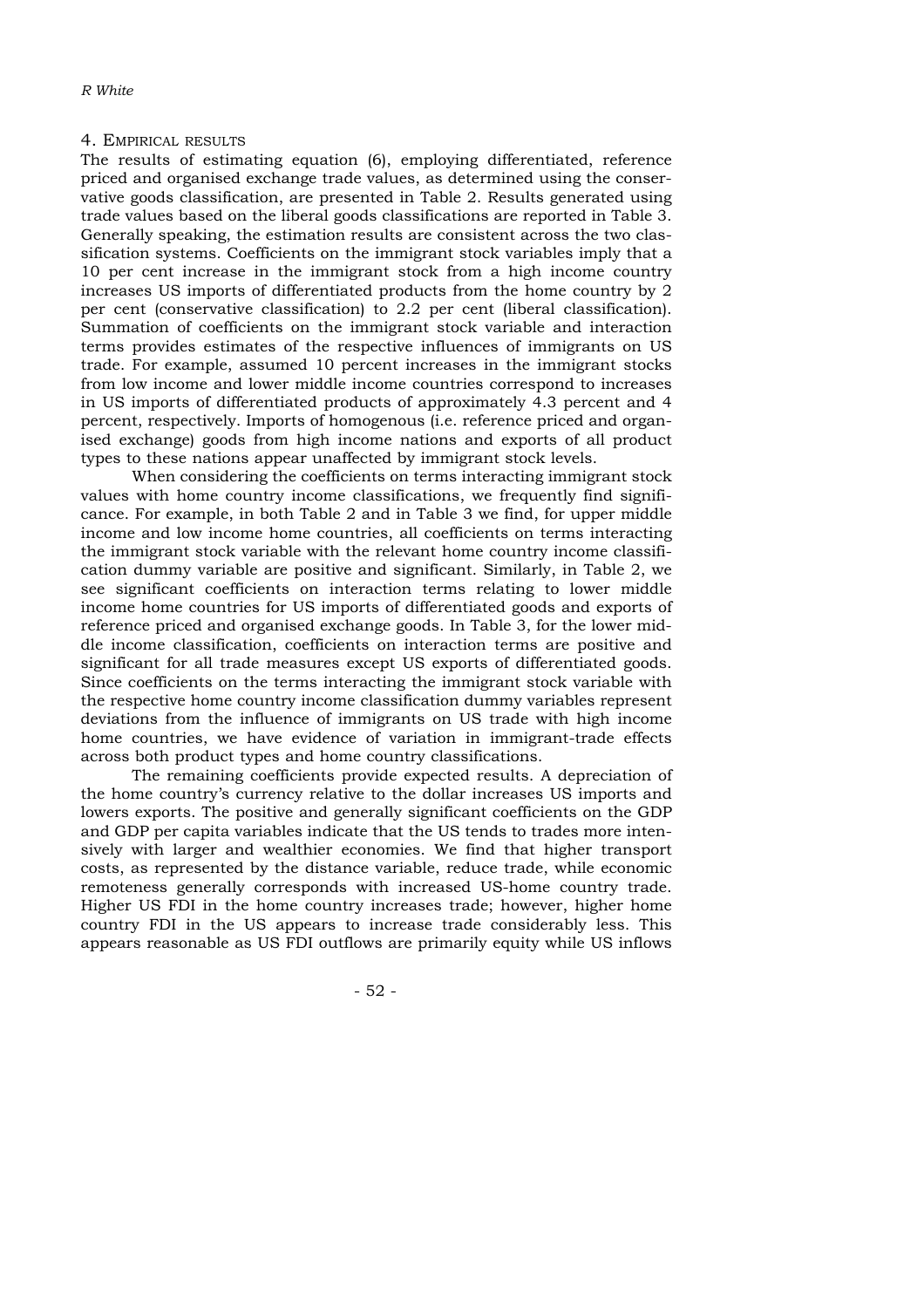## 4. Empirical results

The results of estimating equation (6), employing differentiated, reference priced and organised exchange trade values, as determined using the conservative goods classification, are presented in Table 2. Results generated using trade values based on the liberal goods classifications are reported in Table 3. Generally speaking, the estimation results are consistent across the two classification systems. Coefficients on the immigrant stock variables imply that a 10 per cent increase in the immigrant stock from a high income country increases US imports of differentiated products from the home country by 2 per cent (conservative classification) to 2.2 per cent (liberal classification). Summation of coefficients on the immigrant stock variable and interaction terms provides estimates of the respective influences of immigrants on US trade. For example, assumed 10 percent increases in the immigrant stocks from low income and lower middle income countries correspond to increases in US imports of differentiated products of approximately 4.3 percent and 4 percent, respectively. Imports of homogenous (i.e. reference priced and organised exchange) goods from high income nations and exports of all product types to these nations appear unaffected by immigrant stock levels.

When considering the coefficients on terms interacting immigrant stock values with home country income classifications, we frequently find significance. For example, in both Table 2 and in Table 3 we find, for upper middle income and low income home countries, all coefficients on terms interacting the immigrant stock variable with the relevant home country income classification dummy variable are positive and significant. Similarly, in Table 2, we see significant coefficients on interaction terms relating to lower middle income home countries for US imports of differentiated goods and exports of reference priced and organised exchange goods. In Table 3, for the lower middle income classification, coefficients on interaction terms are positive and significant for all trade measures except US exports of differentiated goods. Since coefficients on the terms interacting the immigrant stock variable with the respective home country income classification dummy variables represent deviations from the influence of immigrants on US trade with high income home countries, we have evidence of variation in immigrant-trade effects across both product types and home country classifications.

The remaining coefficients provide expected results. A depreciation of the home country's currency relative to the dollar increases US imports and lowers exports. The positive and generally significant coefficients on the GDP and GDP per capita variables indicate that the US tends to trades more intensively with larger and wealthier economies. We find that higher transport costs, as represented by the distance variable, reduce trade, while economic remoteness generally corresponds with increased US-home country trade. Higher US FDI in the home country increases trade; however, higher home country FDI in the US appears to increase trade considerably less. This appears reasonable as US FDI outflows are primarily equity while US inflows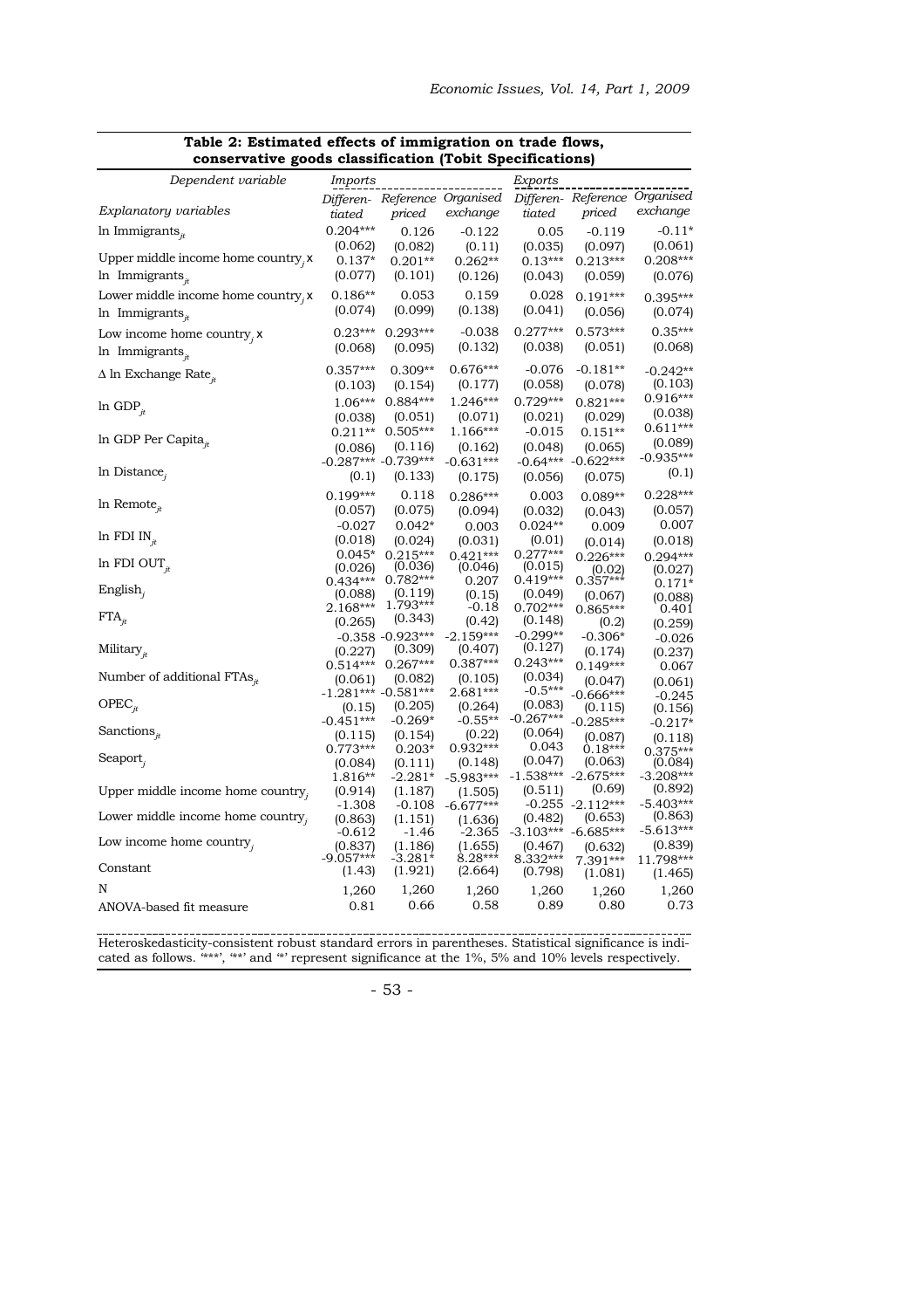**Table 2: Estimated effects of immigration on trade flows, conservative goods classification (Tobit Specifications)**

| *Dependent variable* | *Imports* | | | *Exports* | | |
|---|---|---|---|---|---|---|
| *Explanatory variables* | *Differentiated* | *Reference priced* | *Organised exchange* | *Differentiated* | *Reference priced* | *Organised exchange* |
| ln Immigrants$_{jt}$ | 0.204*** | 0.126 | -0.122 | 0.05 | -0.119 | -0.11* |
| | (0.062) | (0.082) | (0.11) | (0.035) | (0.097) | (0.061) |
| Upper middle income home country$_j$ x ln Immigrants$_{jt}$ | 0.137* | 0.201** | 0.262** | 0.13*** | 0.213*** | 0.208*** |
| | (0.077) | (0.101) | (0.126) | (0.043) | (0.059) | (0.076) |
| Lower middle income home country$_j$ x ln Immigrants$_{jt}$ | 0.186** | 0.053 | 0.159 | 0.028 | 0.191*** | 0.395*** |
| | (0.074) | (0.099) | (0.138) | (0.041) | (0.056) | (0.074) |
| Low income home country$_j$ x ln Immigrants$_{jt}$ | 0.23*** | 0.293*** | -0.038 | 0.277*** | 0.573*** | 0.35*** |
| | (0.068) | (0.095) | (0.132) | (0.038) | (0.051) | (0.068) |
| Δ ln Exchange Rate$_{jt}$ | 0.357*** | 0.309** | 0.676*** | -0.076 | -0.181** | -0.242** |
| | (0.103) | (0.154) | (0.177) | (0.058) | (0.078) | (0.103) |
| ln GDP$_{jt}$ | 1.06*** | 0.884*** | 1.246*** | 0.729*** | 0.821*** | 0.916*** |
| | (0.038) | (0.051) | (0.071) | (0.021) | (0.029) | (0.038) |
| ln GDP Per Capita$_{jt}$ | 0.211** | 0.505*** | 1.166*** | -0.015 | 0.151** | 0.611*** |
| | (0.086) | (0.116) | (0.162) | (0.048) | (0.065) | (0.089) |
| ln Distance$_j$ | -0.287*** | -0.739*** | -0.631*** | -0.64*** | -0.622*** | -0.935*** |
| | (0.1) | (0.133) | (0.175) | (0.056) | (0.075) | (0.1) |
| ln Remote$_{jt}$ | 0.199*** | 0.118 | 0.286*** | 0.003 | 0.089** | 0.228*** |
| | (0.057) | (0.075) | (0.094) | (0.032) | (0.043) | (0.057) |
| ln FDI IN$_{jt}$ | -0.027 | 0.042* | 0.003 | 0.024** | 0.009 | 0.007 |
| | (0.018) | (0.024) | (0.031) | (0.01) | (0.014) | (0.018) |
| ln FDI OUT$_{jt}$ | 0.045* | 0.215*** | 0.421*** | 0.277*** | 0.226*** | 0.294*** |
| | (0.026) | (0.036) | (0.046) | (0.015) | (0.02) | (0.027) |
| English$_j$ | 0.434*** | 0.782*** | 0.207 | 0.419*** | 0.357*** | 0.171* |
| | (0.088) | (0.119) | (0.15) | (0.049) | (0.067) | (0.088) |
| FTA$_{jt}$ | 2.168*** | 1.793*** | -0.18 | 0.702*** | 0.865*** | 0.401 |
| | (0.265) | (0.343) | (0.42) | (0.148) | (0.2) | (0.259) |
| Military$_{jt}$ | -0.358 | -0.923*** | -2.159*** | -0.299** | -0.306* | -0.026 |
| | (0.227) | (0.309) | (0.407) | (0.127) | (0.174) | (0.237) |
| Number of additional FTAs$_{jt}$ | 0.514*** | 0.267*** | 0.387*** | 0.243*** | 0.149*** | 0.067 |
| | (0.061) | (0.082) | (0.105) | (0.034) | (0.047) | (0.061) |
| OPEC$_{jt}$ | -1.281*** | -0.581*** | 2.681*** | -0.5*** | -0.666*** | -0.245 |
| | (0.15) | (0.205) | (0.264) | (0.083) | (0.115) | (0.156) |
| Sanctions$_{jt}$ | -0.451*** | -0.269* | -0.55** | -0.267*** | -0.285*** | -0.217* |
| | (0.115) | (0.154) | (0.22) | (0.064) | (0.087) | (0.118) |
| Seaport$_j$ | 0.773*** | 0.203* | 0.932*** | 0.043 | 0.18*** | 0.375*** |
| | (0.084) | (0.111) | (0.148) | (0.047) | (0.063) | (0.084) |
| Upper middle income home country$_j$ | 1.816** | -2.281* | -5.983*** | -1.538*** | -2.675*** | -3.208*** |
| | (0.914) | (1.187) | (1.505) | (0.511) | (0.69) | (0.892) |
| Lower middle income home country$_j$ | -1.308 | -0.108 | -6.677*** | -0.255 | -2.112*** | -5.403*** |
| | (0.863) | (1.151) | (1.636) | (0.482) | (0.653) | (0.863) |
| Low income home country$_j$ | -0.612 | -1.46 | -2.365 | -3.103*** | -6.685*** | -5.613*** |
| | (0.837) | (1.186) | (1.655) | (0.467) | (0.632) | (0.839) |
| Constant | -9.057*** | -3.281* | 8.28*** | 8.332*** | 7.391*** | 11.798*** |
| | (1.43) | (1.921) | (2.664) | (0.798) | (1.081) | (1.465) |
| N | 1,260 | 1,260 | 1,260 | 1,260 | 1,260 | 1,260 |
| ANOVA-based fit measure | 0.81 | 0.66 | 0.58 | 0.89 | 0.80 | 0.73 |

Heteroskedasticity-consistent robust standard errors in parentheses. Statistical significance is indicated as follows. '***', '**' and '*' represent significance at the 1%, 5% and 10% levels respectively.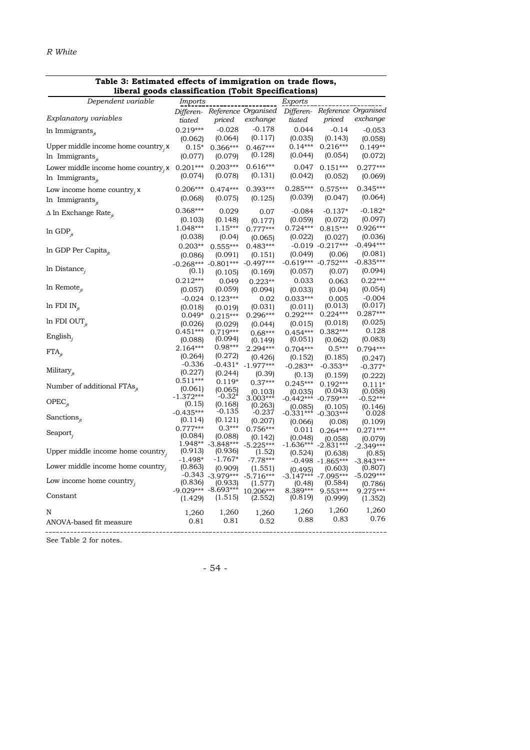**Table 3: Estimated effects of immigration on trade flows, liberal goods classification (Tobit Specifications)**

| Dependent variable | Imports | | | Exports | | |
|---|---|---|---|---|---|---|
| *Explanatory variables* | *Differentiated* | *Reference priced* | *Organised exchange* | *Differentiated* | *Reference priced* | *Organised exchange* |
| ln Immigrants$_{jt}$ | 0.219*** | -0.028 | -0.178 | 0.044 | -0.14 | -0.053 |
| | (0.062) | (0.064) | (0.117) | (0.035) | (0.143) | (0.058) |
| Upper middle income home country$_j$ x ln Immigrants$_{jt}$ | 0.15* | 0.366*** | 0.467*** | 0.14*** | 0.216*** | 0.149** |
| | (0.077) | (0.079) | (0.128) | (0.044) | (0.054) | (0.072) |
| Lower middle income home country$_j$ x ln Immigrants$_{jt}$ | 0.201*** | 0.203*** | 0.616*** | 0.047 | 0.151*** | 0.277*** |
| | (0.074) | (0.078) | (0.131) | (0.042) | (0.052) | (0.069) |
| Low income home country$_j$ x ln Immigrants$_{jt}$ | 0.206*** | 0.474*** | 0.393*** | 0.285*** | 0.575*** | 0.345*** |
| | (0.068) | (0.075) | (0.125) | (0.039) | (0.047) | (0.064) |
| $\Delta$ ln Exchange Rate$_{jt}$ | 0.368*** | 0.029 | 0.07 | -0.084 | -0.137* | -0.182* |
| | (0.103) | (0.148) | (0.177) | (0.059) | (0.072) | (0.097) |
| ln GDP$_{jt}$ | 1.048*** | 1.15*** | 0.777*** | 0.724*** | 0.815*** | 0.926*** |
| | (0.038) | (0.04) | (0.065) | (0.022) | (0.027) | (0.036) |
| ln GDP Per Capita$_{jt}$ | 0.203** | 0.555*** | 0.483*** | -0.019 | -0.217*** | -0.494*** |
| | (0.086) | (0.091) | (0.151) | (0.049) | (0.06) | (0.081) |
| ln Distance$_j$ | -0.268*** | -0.801*** | -0.497*** | -0.619*** | -0.752*** | -0.835*** |
| | (0.1) | (0.105) | (0.169) | (0.057) | (0.07) | (0.094) |
| ln Remote$_{jt}$ | 0.212*** | 0.049 | 0.223** | 0.033 | 0.063 | 0.22*** |
| | (0.057) | (0.059) | (0.094) | (0.033) | (0.04) | (0.054) |
| ln FDI IN$_{jt}$ | -0.024 | 0.123*** | 0.02 | 0.033*** | 0.005 | -0.004 |
| | (0.018) | (0.019) | (0.031) | (0.011) | (0.013) | (0.017) |
| ln FDI OUT$_{jt}$ | 0.049* | 0.215*** | 0.296*** | 0.292*** | 0.224*** | 0.287*** |
| | (0.026) | (0.029) | (0.044) | (0.015) | (0.018) | (0.025) |
| English$_j$ | 0.451*** | 0.719*** | 0.68*** | 0.454*** | 0.382*** | 0.128 |
| | (0.088) | (0.094) | (0.149) | (0.051) | (0.062) | (0.083) |
| FTA$_{jt}$ | 2.164*** | 0.98*** | 2.294*** | 0.704*** | 0.5*** | 0.794*** |
| | (0.264) | (0.272) | (0.426) | (0.152) | (0.185) | (0.247) |
| Military$_{jt}$ | -0.336 | -0.431* | -1.977*** | -0.283** | -0.353** | -0.377* |
| | (0.227) | (0.244) | (0.39) | (0.13) | (0.159) | (0.222) |
| Number of additional FTAs$_{jt}$ | 0.511*** | 0.119* | 0.37*** | 0.245*** | 0.192*** | 0.111* |
| | (0.061) | (0.065) | (0.103) | (0.035) | (0.043) | (0.058) |
| OPEC$_{jt}$ | -1.372*** | -0.32* | 3.003*** | -0.442*** | -0.759*** | -0.52*** |
| | (0.15) | (0.168) | (0.263) | (0.085) | (0.105) | (0.146) |
| Sanctions$_{jt}$ | -0.435*** | -0.135 | -0.237 | -0.331*** | -0.303*** | 0.028 |
| | (0.114) | (0.121) | (0.207) | (0.066) | (0.08) | (0.109) |
| Seaport$_j$ | 0.777*** | 0.3*** | 0.756*** | 0.011 | 0.264*** | 0.271*** |
| | (0.084) | (0.088) | (0.142) | (0.048) | (0.058) | (0.079) |
| Upper middle income home country$_j$ | 1.948** | -3.848*** | -5.225*** | -1.636*** | -2.831*** | -2.349*** |
| | (0.913) | (0.936) | (1.52) | (0.524) | (0.638) | (0.85) |
| Lower middle income home country$_j$ | -1.498* | -1.767* | -7.78*** | -0.498 | -1.865*** | -3.843*** |
| | (0.863) | (0.909) | (1.551) | (0.495) | (0.603) | (0.807) |
| Low income home country$_j$ | -0.343 | -3.979*** | -5.716*** | -3.147*** | -7.095*** | -5.029*** |
| | (0.836) | (0.933) | (1.577) | (0.48) | (0.584) | (0.786) |
| Constant | -9.029*** | -8.693*** | 10.206*** | 8.389*** | 9.553*** | 9.275*** |
| | (1.429) | (1.515) | (2.552) | (0.819) | (0.999) | (1.352) |
| N | 1,260 | 1,260 | 1,260 | 1,260 | 1,260 | 1,260 |
| ANOVA-based fit measure | 0.81 | 0.81 | 0.52 | 0.88 | 0.83 | 0.76 |

See Table 2 for notes.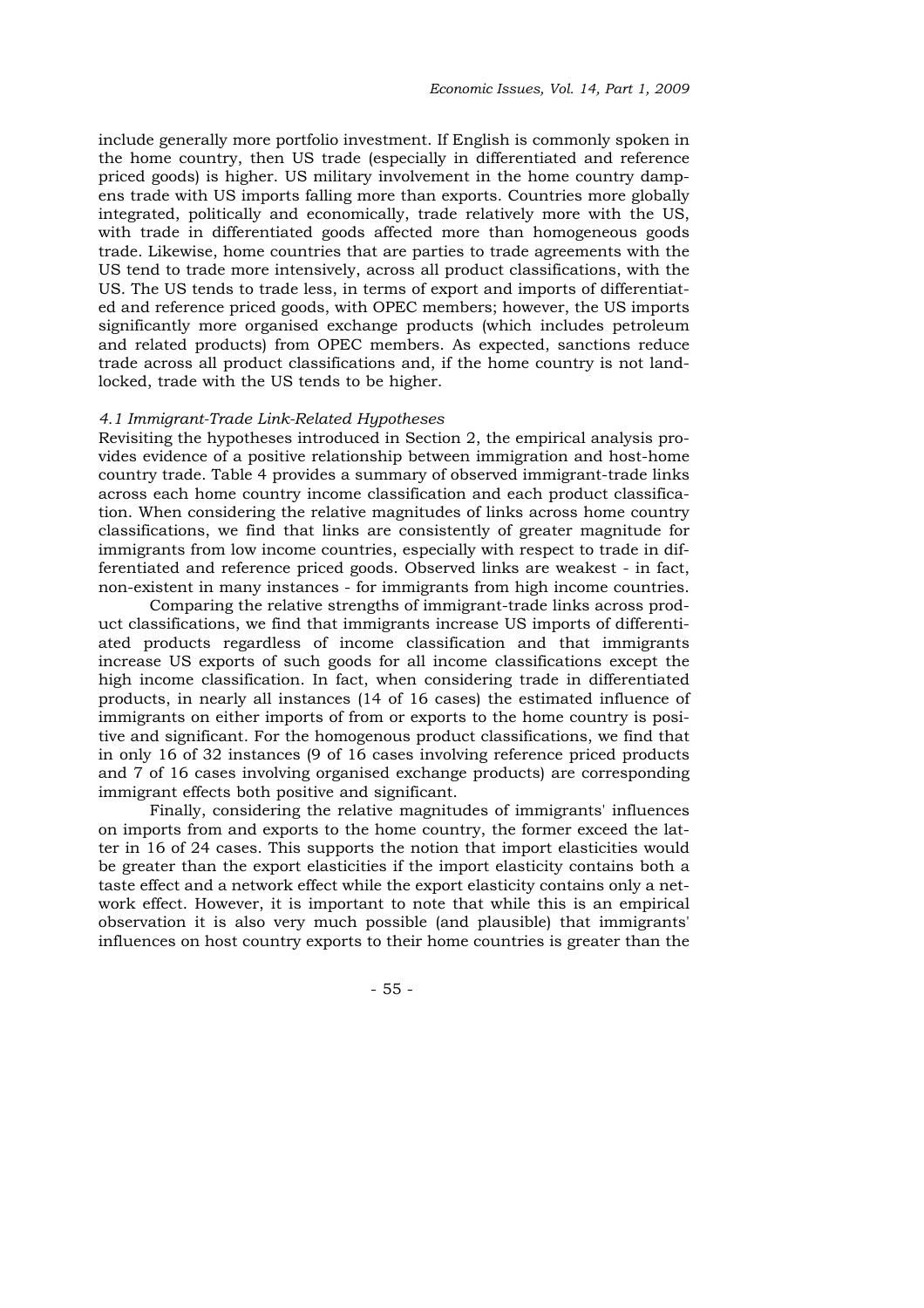include generally more portfolio investment. If English is commonly spoken in the home country, then US trade (especially in differentiated and reference priced goods) is higher. US military involvement in the home country dampens trade with US imports falling more than exports. Countries more globally integrated, politically and economically, trade relatively more with the US, with trade in differentiated goods affected more than homogeneous goods trade. Likewise, home countries that are parties to trade agreements with the US tend to trade more intensively, across all product classifications, with the US. The US tends to trade less, in terms of export and imports of differentiated and reference priced goods, with OPEC members; however, the US imports significantly more organised exchange products (which includes petroleum and related products) from OPEC members. As expected, sanctions reduce trade across all product classifications and, if the home country is not landlocked, trade with the US tends to be higher.

### *4.1 Immigrant-Trade Link-Related Hypotheses*

Revisiting the hypotheses introduced in Section 2, the empirical analysis provides evidence of a positive relationship between immigration and host-home country trade. Table 4 provides a summary of observed immigrant-trade links across each home country income classification and each product classification. When considering the relative magnitudes of links across home country classifications, we find that links are consistently of greater magnitude for immigrants from low income countries, especially with respect to trade in differentiated and reference priced goods. Observed links are weakest - in fact, non-existent in many instances - for immigrants from high income countries.

Comparing the relative strengths of immigrant-trade links across product classifications, we find that immigrants increase US imports of differentiated products regardless of income classification and that immigrants increase US exports of such goods for all income classifications except the high income classification. In fact, when considering trade in differentiated products, in nearly all instances (14 of 16 cases) the estimated influence of immigrants on either imports of from or exports to the home country is positive and significant. For the homogenous product classifications, we find that in only 16 of 32 instances (9 of 16 cases involving reference priced products and 7 of 16 cases involving organised exchange products) are corresponding immigrant effects both positive and significant.

Finally, considering the relative magnitudes of immigrants' influences on imports from and exports to the home country, the former exceed the latter in 16 of 24 cases. This supports the notion that import elasticities would be greater than the export elasticities if the import elasticity contains both a taste effect and a network effect while the export elasticity contains only a network effect. However, it is important to note that while this is an empirical observation it is also very much possible (and plausible) that immigrants' influences on host country exports to their home countries is greater than the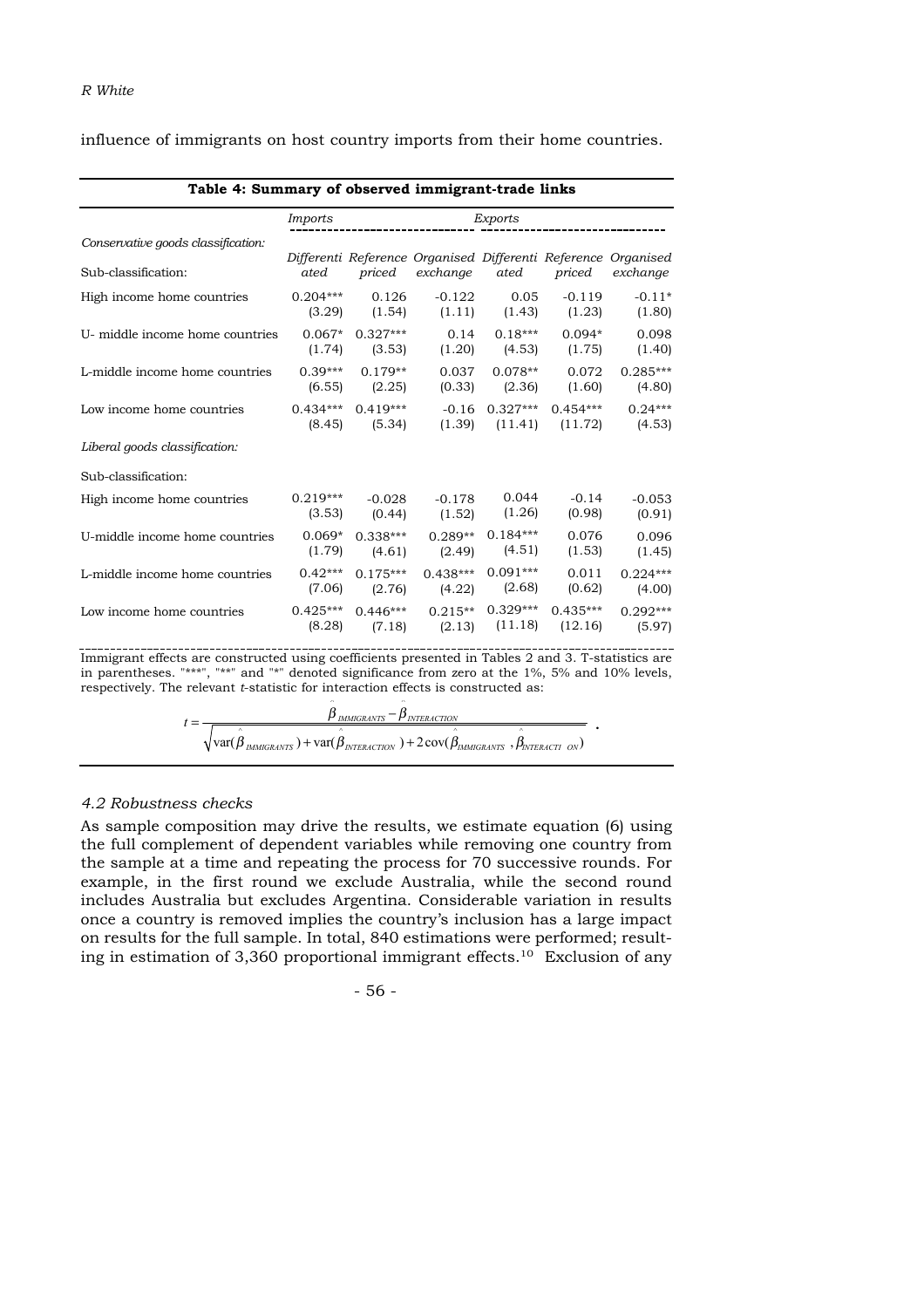influence of immigrants on host country imports from their home countries.

**Table 4: Summary of observed immigrant-trade links**

| | *Imports* | | | *Exports* | | |
|---|---|---|---|---|---|---|
| *Conservative goods classification:* | | | | | | |
| Sub-classification: | *Differentiated* | *Reference priced* | *Organised exchange* | *Differentiated* | *Reference priced* | *Organised exchange* |
| High income home countries | 0.204*** | 0.126 | -0.122 | 0.05 | -0.119 | -0.11* |
| | (3.29) | (1.54) | (1.11) | (1.43) | (1.23) | (1.80) |
| U- middle income home countries | 0.067* | 0.327*** | 0.14 | 0.18*** | 0.094* | 0.098 |
| | (1.74) | (3.53) | (1.20) | (4.53) | (1.75) | (1.40) |
| L-middle income home countries | 0.39*** | 0.179** | 0.037 | 0.078** | 0.072 | 0.285*** |
| | (6.55) | (2.25) | (0.33) | (2.36) | (1.60) | (4.80) |
| Low income home countries | 0.434*** | 0.419*** | -0.16 | 0.327*** | 0.454*** | 0.24*** |
| | (8.45) | (5.34) | (1.39) | (11.41) | (11.72) | (4.53) |
| *Liberal goods classification:* | | | | | | |
| Sub-classification: | | | | | | |
| High income home countries | 0.219*** | -0.028 | -0.178 | 0.044 | -0.14 | -0.053 |
| | (3.53) | (0.44) | (1.52) | (1.26) | (0.98) | (0.91) |
| U-middle income home countries | 0.069* | 0.338*** | 0.289** | 0.184*** | 0.076 | 0.096 |
| | (1.79) | (4.61) | (2.49) | (4.51) | (1.53) | (1.45) |
| L-middle income home countries | 0.42*** | 0.175*** | 0.438*** | 0.091*** | 0.011 | 0.224*** |
| | (7.06) | (2.76) | (4.22) | (2.68) | (0.62) | (4.00) |
| Low income home countries | 0.425*** | 0.446*** | 0.215** | 0.329*** | 0.435*** | 0.292*** |
| | (8.28) | (7.18) | (2.13) | (11.18) | (12.16) | (5.97) |

Immigrant effects are constructed using coefficients presented in Tables 2 and 3. T-statistics are in parentheses. "***", "**" and "*" denoted significance from zero at the 1%, 5% and 10% levels, respectively. The relevant *t*-statistic for interaction effects is constructed as:

$$t = \frac{\hat{\beta}_{IMMIGRANTS} - \hat{\beta}_{INTERACTION}}{\sqrt{\text{var}(\hat{\beta}_{IMMIGRANTS}) + \text{var}(\hat{\beta}_{INTERACTION}) + 2\,\text{cov}(\hat{\beta}_{IMMIGRANTS}, \hat{\beta}_{INTERACTION})}}.$$

### *4.2 Robustness checks*

As sample composition may drive the results, we estimate equation (6) using the full complement of dependent variables while removing one country from the sample at a time and repeating the process for 70 successive rounds. For example, in the first round we exclude Australia, while the second round includes Australia but excludes Argentina. Considerable variation in results once a country is removed implies the country's inclusion has a large impact on results for the full sample. In total, 840 estimations were performed; resulting in estimation of 3,360 proportional immigrant effects.[10] Exclusion of any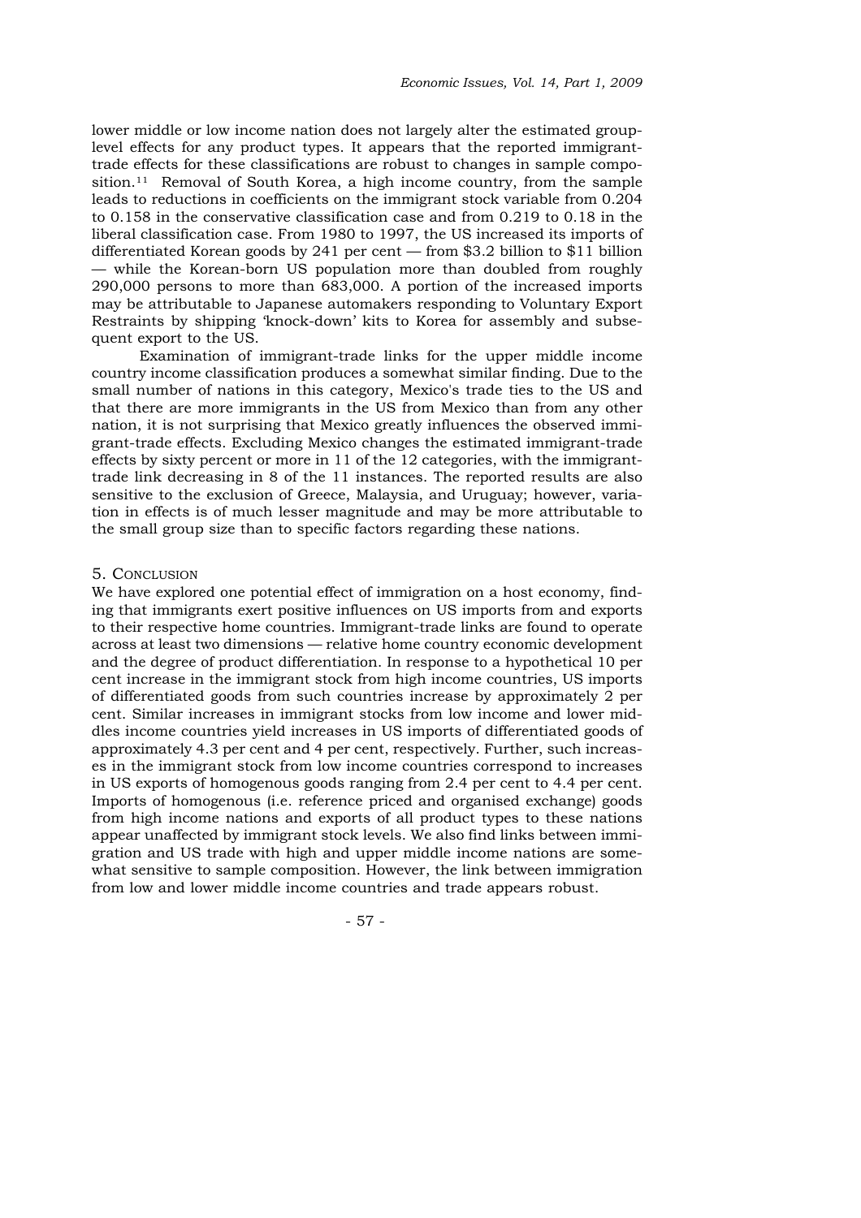lower middle or low income nation does not largely alter the estimated group-level effects for any product types. It appears that the reported immigrant-trade effects for these classifications are robust to changes in sample composition.[11] Removal of South Korea, a high income country, from the sample leads to reductions in coefficients on the immigrant stock variable from 0.204 to 0.158 in the conservative classification case and from 0.219 to 0.18 in the liberal classification case. From 1980 to 1997, the US increased its imports of differentiated Korean goods by 241 per cent — from $3.2 billion to $11 billion — while the Korean-born US population more than doubled from roughly 290,000 persons to more than 683,000. A portion of the increased imports may be attributable to Japanese automakers responding to Voluntary Export Restraints by shipping 'knock-down' kits to Korea for assembly and subsequent export to the US.

Examination of immigrant-trade links for the upper middle income country income classification produces a somewhat similar finding. Due to the small number of nations in this category, Mexico's trade ties to the US and that there are more immigrants in the US from Mexico than from any other nation, it is not surprising that Mexico greatly influences the observed immigrant-trade effects. Excluding Mexico changes the estimated immigrant-trade effects by sixty percent or more in 11 of the 12 categories, with the immigrant-trade link decreasing in 8 of the 11 instances. The reported results are also sensitive to the exclusion of Greece, Malaysia, and Uruguay; however, variation in effects is of much lesser magnitude and may be more attributable to the small group size than to specific factors regarding these nations.

## 5. Conclusion

We have explored one potential effect of immigration on a host economy, finding that immigrants exert positive influences on US imports from and exports to their respective home countries. Immigrant-trade links are found to operate across at least two dimensions — relative home country economic development and the degree of product differentiation. In response to a hypothetical 10 per cent increase in the immigrant stock from high income countries, US imports of differentiated goods from such countries increase by approximately 2 per cent. Similar increases in immigrant stocks from low income and lower middles income countries yield increases in US imports of differentiated goods of approximately 4.3 per cent and 4 per cent, respectively. Further, such increases in the immigrant stock from low income countries correspond to increases in US exports of homogenous goods ranging from 2.4 per cent to 4.4 per cent. Imports of homogenous (i.e. reference priced and organised exchange) goods from high income nations and exports of all product types to these nations appear unaffected by immigrant stock levels. We also find links between immigration and US trade with high and upper middle income nations are somewhat sensitive to sample composition. However, the link between immigration from low and lower middle income countries and trade appears robust.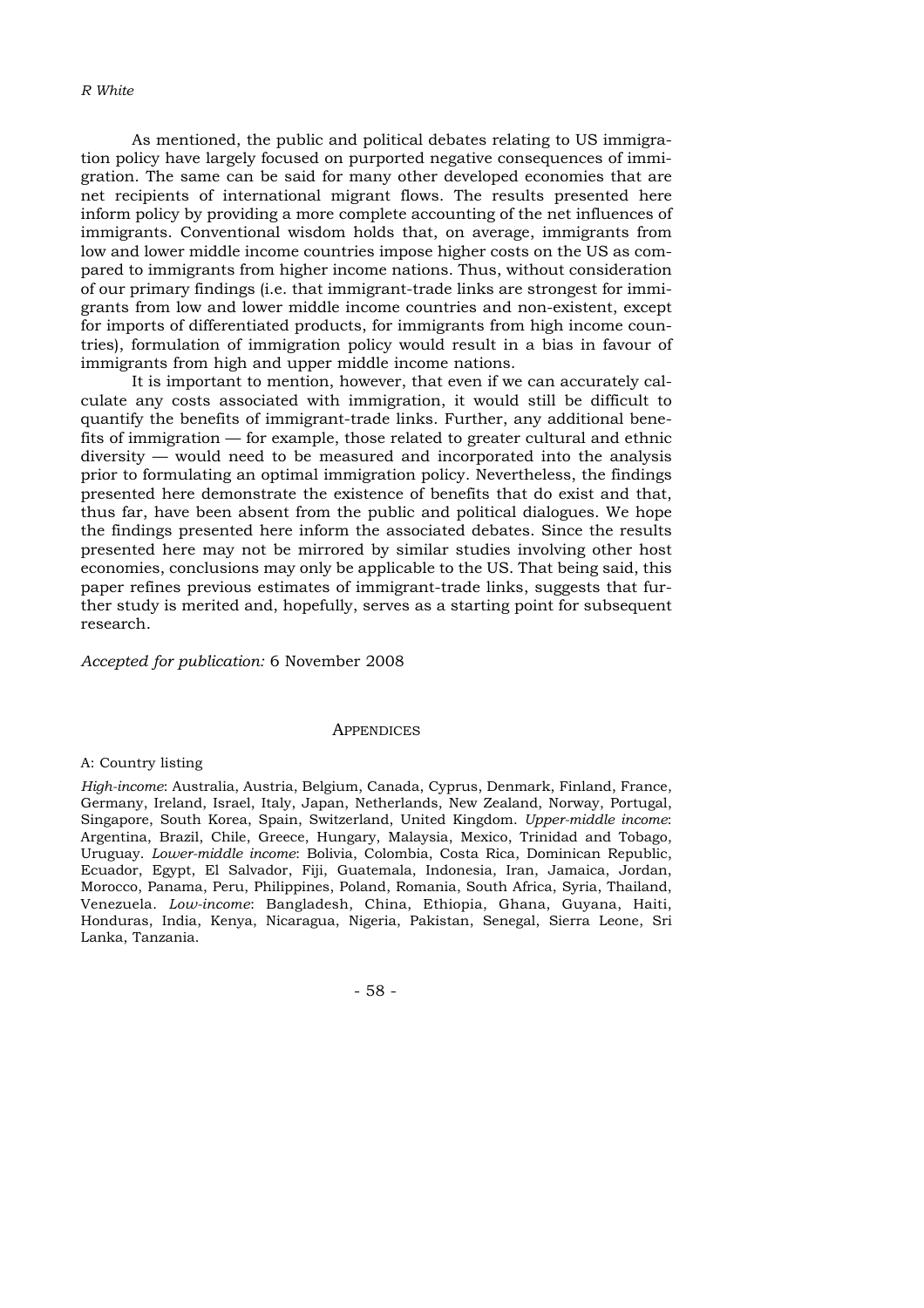As mentioned, the public and political debates relating to US immigration policy have largely focused on purported negative consequences of immigration. The same can be said for many other developed economies that are net recipients of international migrant flows. The results presented here inform policy by providing a more complete accounting of the net influences of immigrants. Conventional wisdom holds that, on average, immigrants from low and lower middle income countries impose higher costs on the US as compared to immigrants from higher income nations. Thus, without consideration of our primary findings (i.e. that immigrant-trade links are strongest for immigrants from low and lower middle income countries and non-existent, except for imports of differentiated products, for immigrants from high income countries), formulation of immigration policy would result in a bias in favour of immigrants from high and upper middle income nations.

It is important to mention, however, that even if we can accurately calculate any costs associated with immigration, it would still be difficult to quantify the benefits of immigrant-trade links. Further, any additional benefits of immigration — for example, those related to greater cultural and ethnic diversity — would need to be measured and incorporated into the analysis prior to formulating an optimal immigration policy. Nevertheless, the findings presented here demonstrate the existence of benefits that do exist and that, thus far, have been absent from the public and political dialogues. We hope the findings presented here inform the associated debates. Since the results presented here may not be mirrored by similar studies involving other host economies, conclusions may only be applicable to the US. That being said, this paper refines previous estimates of immigrant-trade links, suggests that further study is merited and, hopefully, serves as a starting point for subsequent research.

*Accepted for publication:* 6 November 2008

## APPENDICES

A: Country listing

*High-income*: Australia, Austria, Belgium, Canada, Cyprus, Denmark, Finland, France, Germany, Ireland, Israel, Italy, Japan, Netherlands, New Zealand, Norway, Portugal, Singapore, South Korea, Spain, Switzerland, United Kingdom. *Upper-middle income*: Argentina, Brazil, Chile, Greece, Hungary, Malaysia, Mexico, Trinidad and Tobago, Uruguay. *Lower-middle income*: Bolivia, Colombia, Costa Rica, Dominican Republic, Ecuador, Egypt, El Salvador, Fiji, Guatemala, Indonesia, Iran, Jamaica, Jordan, Morocco, Panama, Peru, Philippines, Poland, Romania, South Africa, Syria, Thailand, Venezuela. *Low-income*: Bangladesh, China, Ethiopia, Ghana, Guyana, Haiti, Honduras, India, Kenya, Nicaragua, Nigeria, Pakistan, Senegal, Sierra Leone, Sri Lanka, Tanzania.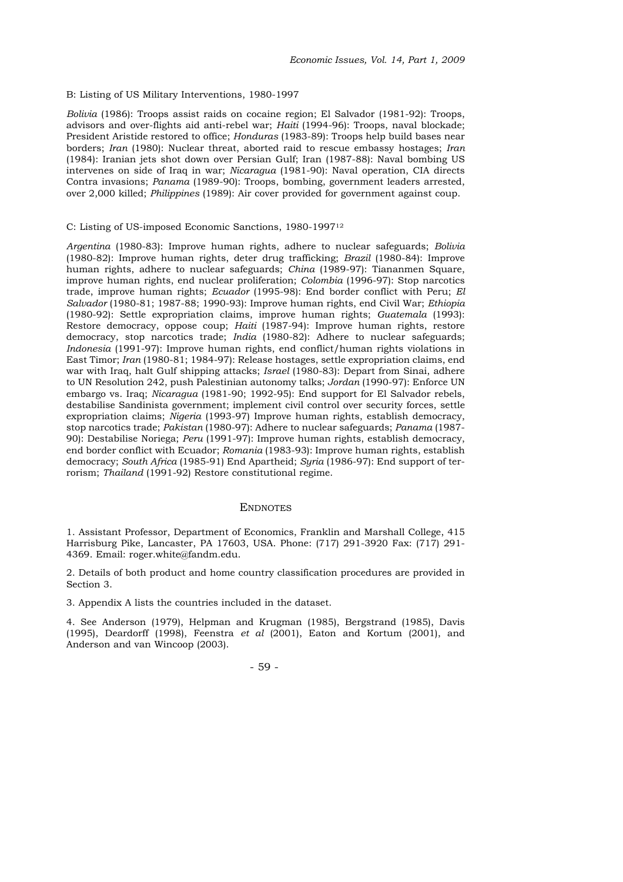B: Listing of US Military Interventions, 1980-1997

*Bolivia* (1986): Troops assist raids on cocaine region; El Salvador (1981-92): Troops, advisors and over-flights aid anti-rebel war; *Haiti* (1994-96): Troops, naval blockade; President Aristide restored to office; *Honduras* (1983-89): Troops help build bases near borders; *Iran* (1980): Nuclear threat, aborted raid to rescue embassy hostages; *Iran* (1984): Iranian jets shot down over Persian Gulf; Iran (1987-88): Naval bombing US intervenes on side of Iraq in war; *Nicaragua* (1981-90): Naval operation, CIA directs Contra invasions; *Panama* (1989-90): Troops, bombing, government leaders arrested, over 2,000 killed; *Philippines* (1989): Air cover provided for government against coup.

C: Listing of US-imposed Economic Sanctions, 1980-1997[12]

*Argentina* (1980-83): Improve human rights, adhere to nuclear safeguards; *Bolivia* (1980-82): Improve human rights, deter drug trafficking; *Brazil* (1980-84): Improve human rights, adhere to nuclear safeguards; *China* (1989-97): Tiananmen Square, improve human rights, end nuclear proliferation; *Colombia* (1996-97): Stop narcotics trade, improve human rights; *Ecuador* (1995-98): End border conflict with Peru; *El Salvador* (1980-81; 1987-88; 1990-93): Improve human rights, end Civil War; *Ethiopia* (1980-92): Settle expropriation claims, improve human rights; *Guatemala* (1993): Restore democracy, oppose coup; *Haiti* (1987-94): Improve human rights, restore democracy, stop narcotics trade; *India* (1980-82): Adhere to nuclear safeguards; *Indonesia* (1991-97): Improve human rights, end conflict/human rights violations in East Timor; *Iran* (1980-81; 1984-97): Release hostages, settle expropriation claims, end war with Iraq, halt Gulf shipping attacks; *Israel* (1980-83): Depart from Sinai, adhere to UN Resolution 242, push Palestinian autonomy talks; *Jordan* (1990-97): Enforce UN embargo vs. Iraq; *Nicaragua* (1981-90; 1992-95): End support for El Salvador rebels, destabilise Sandinista government; implement civil control over security forces, settle expropriation claims; *Nigeria* (1993-97) Improve human rights, establish democracy, stop narcotics trade; *Pakistan* (1980-97): Adhere to nuclear safeguards; *Panama* (1987-90): Destabilise Noriega; *Peru* (1991-97): Improve human rights, establish democracy, end border conflict with Ecuador; *Romania* (1983-93): Improve human rights, establish democracy; *South Africa* (1985-91) End Apartheid; *Syria* (1986-97): End support of terrorism; *Thailand* (1991-92) Restore constitutional regime.

## Endnotes

1. Assistant Professor, Department of Economics, Franklin and Marshall College, 415 Harrisburg Pike, Lancaster, PA 17603, USA. Phone: (717) 291-3920 Fax: (717) 291-4369. Email: roger.white@fandm.edu.

2. Details of both product and home country classification procedures are provided in Section 3.

3. Appendix A lists the countries included in the dataset.

4. See Anderson (1979), Helpman and Krugman (1985), Bergstrand (1985), Davis (1995), Deardorff (1998), Feenstra *et al* (2001), Eaton and Kortum (2001), and Anderson and van Wincoop (2003).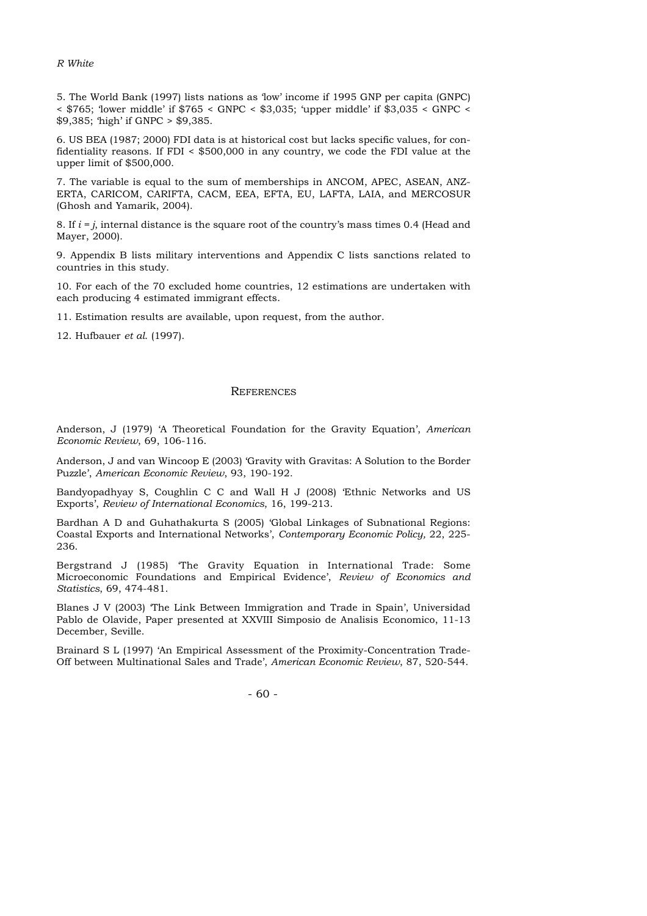5. The World Bank (1997) lists nations as 'low' income if 1995 GNP per capita (GNPC) < \$765; 'lower middle' if \$765 < GNPC < \$3,035; 'upper middle' if \$3,035 < GNPC < \$9,385; 'high' if GNPC > \$9,385.

6. US BEA (1987; 2000) FDI data is at historical cost but lacks specific values, for confidentiality reasons. If FDI < \$500,000 in any country, we code the FDI value at the upper limit of \$500,000.

7. The variable is equal to the sum of memberships in ANCOM, APEC, ASEAN, ANZERTA, CARICOM, CARIFTA, CACM, EEA, EFTA, EU, LAFTA, LAIA, and MERCOSUR (Ghosh and Yamarik, 2004).

8. If $i = j$, internal distance is the square root of the country's mass times 0.4 (Head and Mayer, 2000).

9. Appendix B lists military interventions and Appendix C lists sanctions related to countries in this study.

10. For each of the 70 excluded home countries, 12 estimations are undertaken with each producing 4 estimated immigrant effects.

11. Estimation results are available, upon request, from the author.

12. Hufbauer *et al.* (1997).

## References

Anderson, J (1979) 'A Theoretical Foundation for the Gravity Equation', *American Economic Review*, 69, 106-116.

Anderson, J and van Wincoop E (2003) 'Gravity with Gravitas: A Solution to the Border Puzzle', *American Economic Review*, 93, 190-192.

Bandyopadhyay S, Coughlin C C and Wall H J (2008) 'Ethnic Networks and US Exports', *Review of International Economics*, 16, 199-213.

Bardhan A D and Guhathakurta S (2005) 'Global Linkages of Subnational Regions: Coastal Exports and International Networks', *Contemporary Economic Policy,* 22, 225-236.

Bergstrand J (1985) 'The Gravity Equation in International Trade: Some Microeconomic Foundations and Empirical Evidence', *Review of Economics and Statistics*, 69, 474-481.

Blanes J V (2003) 'The Link Between Immigration and Trade in Spain', Universidad Pablo de Olavide, Paper presented at XXVIII Simposio de Analisis Economico, 11-13 December, Seville.

Brainard S L (1997) 'An Empirical Assessment of the Proximity-Concentration Trade-Off between Multinational Sales and Trade', *American Economic Review,* 87, 520-544.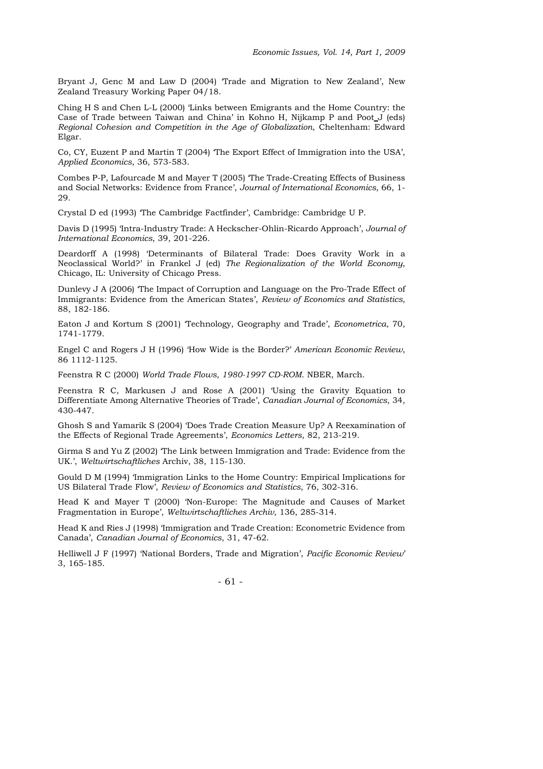Bryant J, Genc M and Law D (2004) 'Trade and Migration to New Zealand', New Zealand Treasury Working Paper 04/18.

Ching H S and Chen L-L (2000) 'Links between Emigrants and the Home Country: the Case of Trade between Taiwan and China' in Kohno H, Nijkamp P and Poot J (eds) *Regional Cohesion and Competition in the Age of Globalization*, Cheltenham: Edward Elgar.

Co, CY, Euzent P and Martin T (2004) 'The Export Effect of Immigration into the USA', *Applied Economics*, 36, 573-583.

Combes P-P, Lafourcade M and Mayer T (2005) 'The Trade-Creating Effects of Business and Social Networks: Evidence from France', *Journal of International Economics*, 66, 1-29.

Crystal D ed (1993) 'The Cambridge Factfinder', Cambridge: Cambridge U P.

Davis D (1995) 'Intra-Industry Trade: A Heckscher-Ohlin-Ricardo Approach', *Journal of International Economics*, 39, 201-226.

Deardorff A (1998) 'Determinants of Bilateral Trade: Does Gravity Work in a Neoclassical World?' in Frankel J (ed) *The Regionalization of the World Economy*, Chicago, IL: University of Chicago Press.

Dunlevy J A (2006) 'The Impact of Corruption and Language on the Pro-Trade Effect of Immigrants: Evidence from the American States', *Review of Economics and Statistics*, 88, 182-186.

Eaton J and Kortum S (2001) 'Technology, Geography and Trade', *Econometrica*, 70, 1741-1779.

Engel C and Rogers J H (1996) 'How Wide is the Border?' *American Economic Review*, 86 1112-1125.

Feenstra R C (2000) *World Trade Flows, 1980-1997 CD-ROM.* NBER, March.

Feenstra R C, Markusen J and Rose A (2001) 'Using the Gravity Equation to Differentiate Among Alternative Theories of Trade', *Canadian Journal of Economics*, 34, 430-447.

Ghosh S and Yamarik S (2004) 'Does Trade Creation Measure Up? A Reexamination of the Effects of Regional Trade Agreements', *Economics Letters*, 82, 213-219.

Girma S and Yu Z (2002) 'The Link between Immigration and Trade: Evidence from the UK.', *Weltwirtschaftliches* Archiv, 38, 115-130.

Gould D M (1994) 'Immigration Links to the Home Country: Empirical Implications for US Bilateral Trade Flow', *Review of Economics and Statistics*, 76, 302-316.

Head K and Mayer T (2000) 'Non-Europe: The Magnitude and Causes of Market Fragmentation in Europe', *Weltwirtschaftliches Archiv*, 136, 285-314.

Head K and Ries J (1998) 'Immigration and Trade Creation: Econometric Evidence from Canada', *Canadian Journal of Economics*, 31, 47-62.

Helliwell J F (1997) 'National Borders, Trade and Migration', *Pacific Economic Review*' 3, 165-185.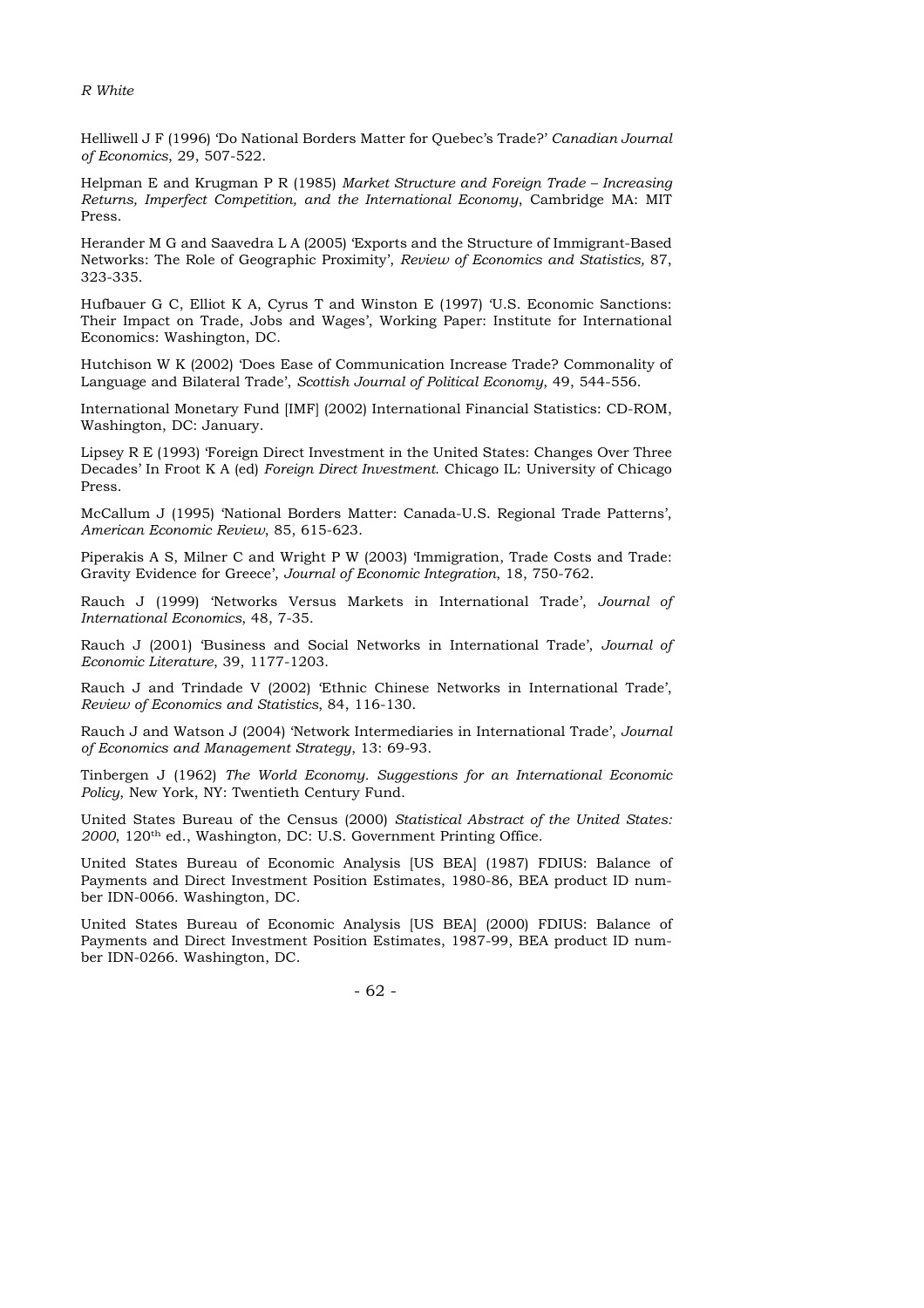Helliwell J F (1996) 'Do National Borders Matter for Quebec's Trade?' *Canadian Journal of Economics*, 29, 507-522.

Helpman E and Krugman P R (1985) *Market Structure and Foreign Trade – Increasing Returns, Imperfect Competition, and the International Economy*, Cambridge MA: MIT Press.

Herander M G and Saavedra L A (2005) 'Exports and the Structure of Immigrant-Based Networks: The Role of Geographic Proximity', *Review of Economics and Statistics,* 87, 323-335.

Hufbauer G C, Elliot K A, Cyrus T and Winston E (1997) 'U.S. Economic Sanctions: Their Impact on Trade, Jobs and Wages', Working Paper: Institute for International Economics: Washington, DC.

Hutchison W K (2002) 'Does Ease of Communication Increase Trade? Commonality of Language and Bilateral Trade', *Scottish Journal of Political Economy*, 49, 544-556.

International Monetary Fund [IMF] (2002) International Financial Statistics: CD-ROM, Washington, DC: January.

Lipsey R E (1993) 'Foreign Direct Investment in the United States: Changes Over Three Decades' In Froot K A (ed) *Foreign Direct Investment*. Chicago IL: University of Chicago Press.

McCallum J (1995) 'National Borders Matter: Canada-U.S. Regional Trade Patterns', *American Economic Review*, 85, 615-623.

Piperakis A S, Milner C and Wright P W (2003) 'Immigration, Trade Costs and Trade: Gravity Evidence for Greece', *Journal of Economic Integration*, 18, 750-762.

Rauch J (1999) 'Networks Versus Markets in International Trade', *Journal of International Economics*, 48, 7-35.

Rauch J (2001) 'Business and Social Networks in International Trade', *Journal of Economic Literature*, 39, 1177-1203.

Rauch J and Trindade V (2002) 'Ethnic Chinese Networks in International Trade', *Review of Economics and Statistics*, 84, 116-130.

Rauch J and Watson J (2004) 'Network Intermediaries in International Trade', *Journal of Economics and Management Strategy*, 13: 69-93.

Tinbergen J (1962) *The World Economy. Suggestions for an International Economic Policy*, New York, NY: Twentieth Century Fund.

United States Bureau of the Census (2000) *Statistical Abstract of the United States: 2000*, 120th ed., Washington, DC: U.S. Government Printing Office.

United States Bureau of Economic Analysis [US BEA] (1987) FDIUS: Balance of Payments and Direct Investment Position Estimates, 1980-86, BEA product ID number IDN-0066. Washington, DC.

United States Bureau of Economic Analysis [US BEA] (2000) FDIUS: Balance of Payments and Direct Investment Position Estimates, 1987-99, BEA product ID number IDN-0266. Washington, DC.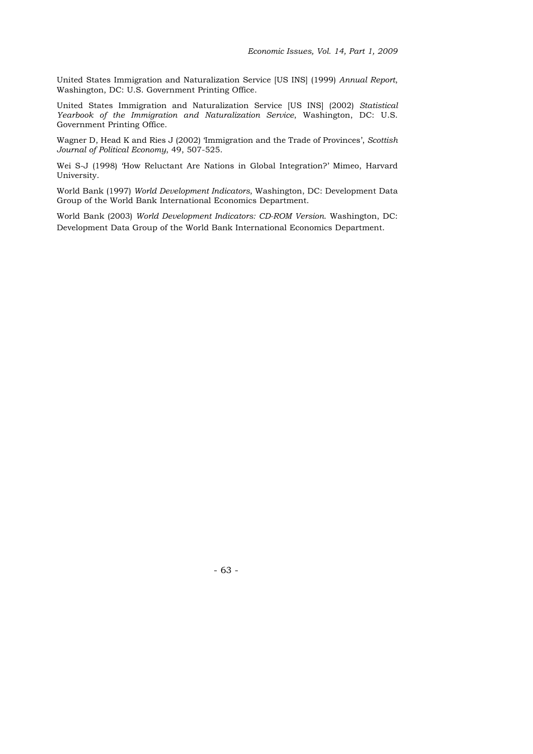United States Immigration and Naturalization Service [US INS] (1999) *Annual Report*, Washington, DC: U.S. Government Printing Office.

United States Immigration and Naturalization Service [US INS] (2002) *Statistical Yearbook of the Immigration and Naturalization Service*, Washington, DC: U.S. Government Printing Office.

Wagner D, Head K and Ries J (2002) 'Immigration and the Trade of Provinces', *Scottish Journal of Political Economy*, 49, 507-525.

Wei S-J (1998) 'How Reluctant Are Nations in Global Integration?' Mimeo, Harvard University.

World Bank (1997) *World Development Indicators*, Washington, DC: Development Data Group of the World Bank International Economics Department.

World Bank (2003) *World Development Indicators: CD-ROM Version*. Washington, DC: Development Data Group of the World Bank International Economics Department.